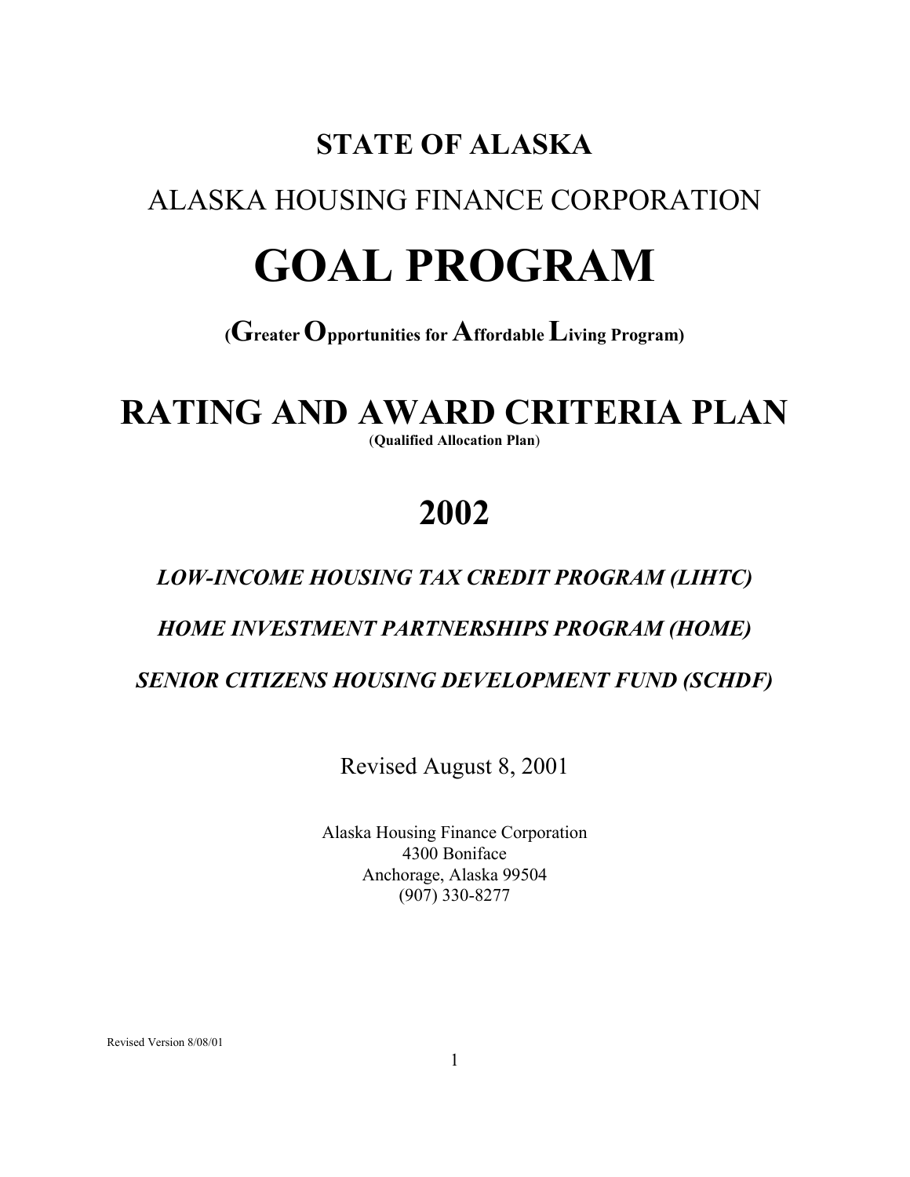# STATE OF ALASKA

## ALASKA HOUSING FINANCE CORPORATION

# GOAL PROGRAM

**(Greater Opportunities for Affordable Living Program)**

# RATING AND AWARD CRITERIA PLAN

**(Qualified Allocation Plan)**

# 2002

***LOW-INCOME HOUSING TAX CREDIT PROGRAM (LIHTC)***

***HOME INVESTMENT PARTNERSHIPS PROGRAM (HOME)***

***SENIOR CITIZENS HOUSING DEVELOPMENT FUND (SCHDF)***

Revised August 8, 2001

Alaska Housing Finance Corporation
4300 Boniface
Anchorage, Alaska 99504
(907) 330-8277

Revised Version 8/08/01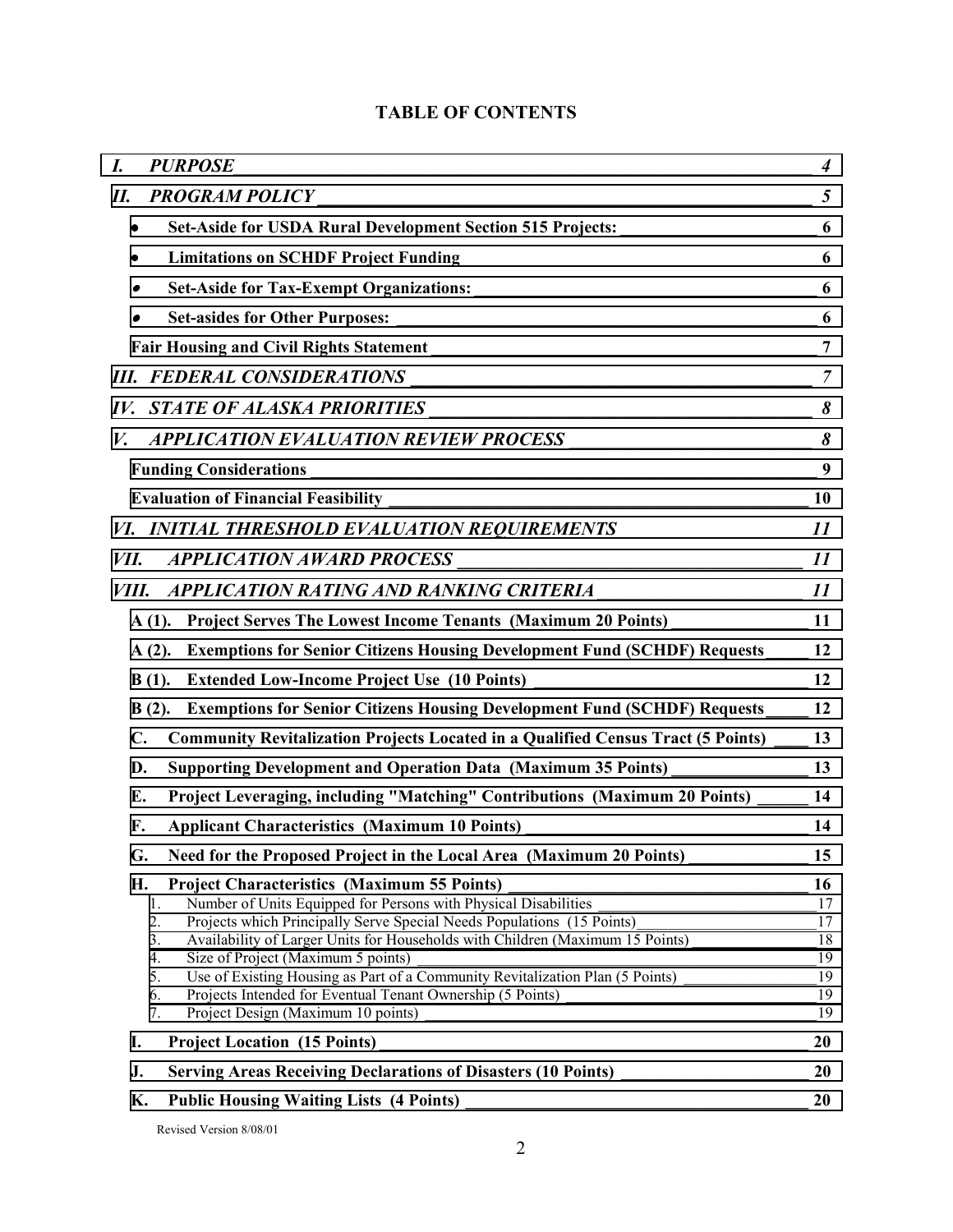# TABLE OF CONTENTS

| | |
|---|---|
| ***I. PURPOSE*** | ***4*** |
| ***II. PROGRAM POLICY*** | ***5*** |
| • **Set-Aside for USDA Rural Development Section 515 Projects:** | **6** |
| • **Limitations on SCHDF Project Funding** | **6** |
| • **Set-Aside for Tax-Exempt Organizations:** | **6** |
| • **Set-asides for Other Purposes:** | **6** |
| **Fair Housing and Civil Rights Statement** | **7** |
| ***III. FEDERAL CONSIDERATIONS*** | ***7*** |
| ***IV. STATE OF ALASKA PRIORITIES*** | ***8*** |
| ***V. APPLICATION EVALUATION REVIEW PROCESS*** | ***8*** |
| **Funding Considerations** | **9** |
| **Evaluation of Financial Feasibility** | **10** |
| ***VI. INITIAL THRESHOLD EVALUATION REQUIREMENTS*** | ***11*** |
| ***VII. APPLICATION AWARD PROCESS*** | ***11*** |
| ***VIII. APPLICATION RATING AND RANKING CRITERIA*** | ***11*** |
| **A (1). Project Serves The Lowest Income Tenants (Maximum 20 Points)** | **11** |
| **A (2). Exemptions for Senior Citizens Housing Development Fund (SCHDF) Requests** | **12** |
| **B (1). Extended Low-Income Project Use (10 Points)** | **12** |
| **B (2). Exemptions for Senior Citizens Housing Development Fund (SCHDF) Requests** | **12** |
| **C. Community Revitalization Projects Located in a Qualified Census Tract (5 Points)** | **13** |
| **D. Supporting Development and Operation Data (Maximum 35 Points)** | **13** |
| **E. Project Leveraging, including "Matching" Contributions (Maximum 20 Points)** | **14** |
| **F. Applicant Characteristics (Maximum 10 Points)** | **14** |
| **G. Need for the Proposed Project in the Local Area (Maximum 20 Points)** | **15** |
| **H. Project Characteristics (Maximum 55 Points)** | **16** |
| 1. Number of Units Equipped for Persons with Physical Disabilities | 17 |
| 2. Projects which Principally Serve Special Needs Populations (15 Points) | 17 |
| 3. Availability of Larger Units for Households with Children (Maximum 15 Points) | 18 |
| 4. Size of Project (Maximum 5 points) | 19 |
| 5. Use of Existing Housing as Part of a Community Revitalization Plan (5 Points) | 19 |
| 6. Projects Intended for Eventual Tenant Ownership (5 Points) | 19 |
| 7. Project Design (Maximum 10 points) | 19 |
| **I. Project Location (15 Points)** | **20** |
| **J. Serving Areas Receiving Declarations of Disasters (10 Points)** | **20** |
| **K. Public Housing Waiting Lists (4 Points)** | **20** |

Revised Version 8/08/01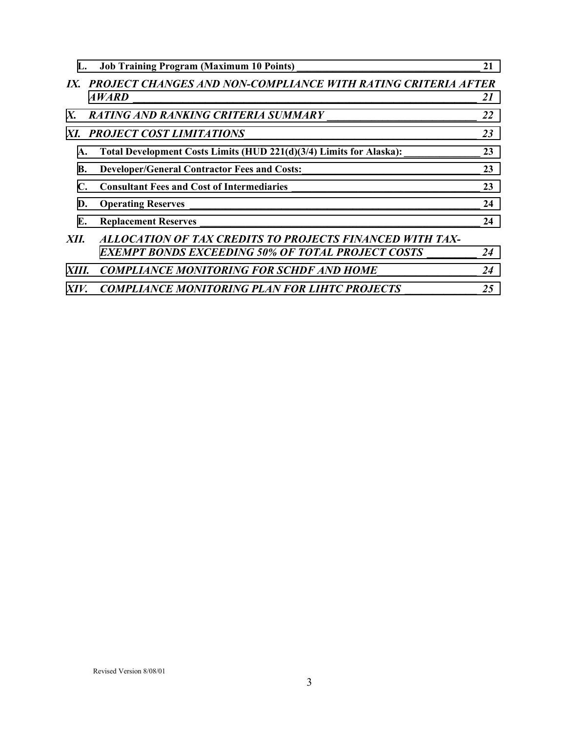**L. Job Training Program (Maximum 10 Points) ____________________________________ 21**

***IX. PROJECT CHANGES AND NON-COMPLIANCE WITH RATING CRITERIA AFTER AWARD ____________________________________ 21***

***X. RATING AND RANKING CRITERIA SUMMARY ____________________________ 22***

***XI. PROJECT COST LIMITATIONS____________________________________________ 23***

**A. Total Development Costs Limits (HUD 221(d)(3/4) Limits for Alaska): _______________ 23**

**B. Developer/General Contractor Fees and Costs:__________________________________ 23**

**C. Consultant Fees and Cost of Intermediaries ____________________________________ 23**

**D. Operating Reserves ________________________________________________________ 24**

**E. Replacement Reserves ______________________________________________________ 24**

***XII. ALLOCATION OF TAX CREDITS TO PROJECTS FINANCED WITH TAX-EXEMPT BONDS EXCEEDING 50% OF TOTAL PROJECT COSTS _________ 24***

***XIII. COMPLIANCE MONITORING FOR SCHDF AND HOME__________________ 24***

***XIV. COMPLIANCE MONITORING PLAN FOR LIHTC PROJECTS ______________ 25***

Revised Version 8/08/01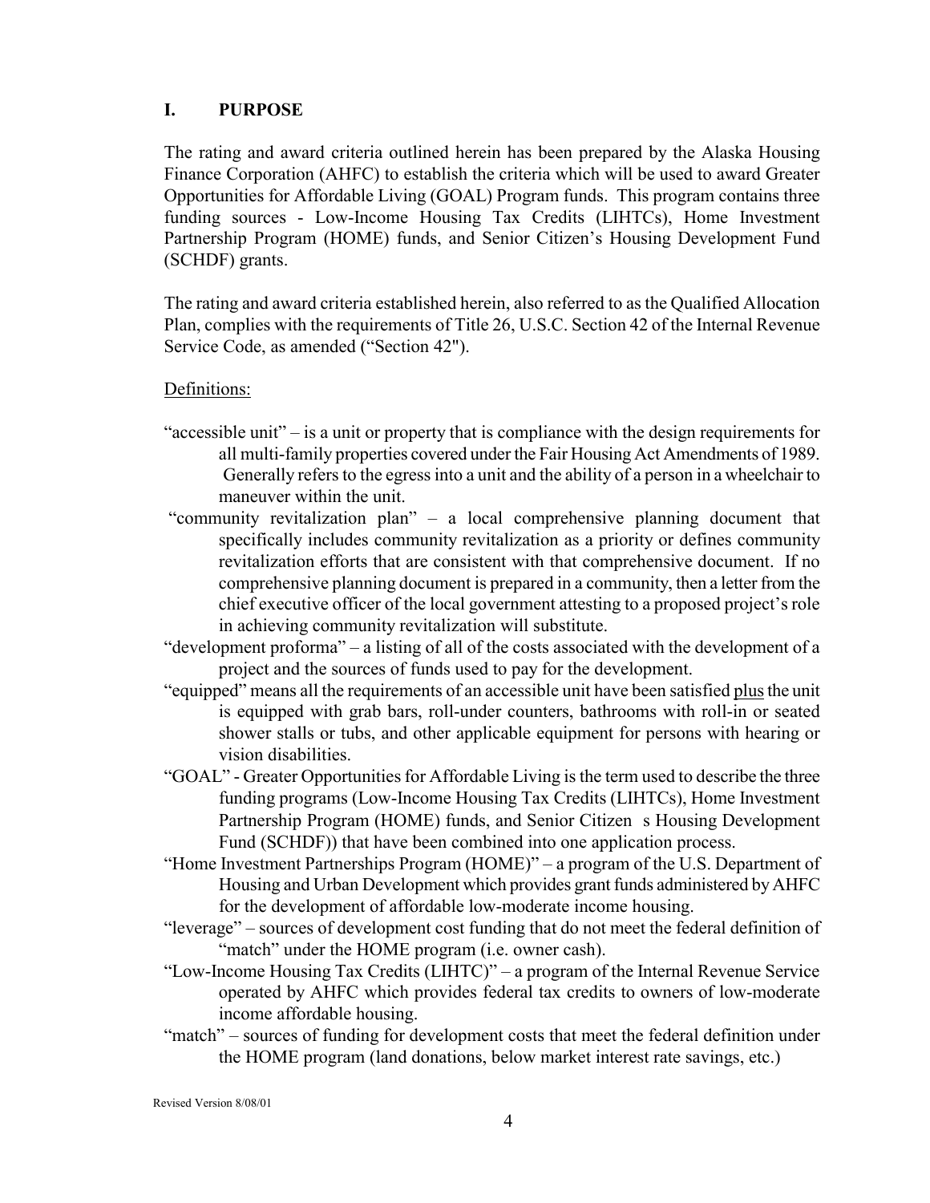## I. PURPOSE

The rating and award criteria outlined herein has been prepared by the Alaska Housing Finance Corporation (AHFC) to establish the criteria which will be used to award Greater Opportunities for Affordable Living (GOAL) Program funds. This program contains three funding sources - Low-Income Housing Tax Credits (LIHTCs), Home Investment Partnership Program (HOME) funds, and Senior Citizen's Housing Development Fund (SCHDF) grants.

The rating and award criteria established herein, also referred to as the Qualified Allocation Plan, complies with the requirements of Title 26, U.S.C. Section 42 of the Internal Revenue Service Code, as amended ("Section 42").

Definitions:

"accessible unit" – is a unit or property that is compliance with the design requirements for all multi-family properties covered under the Fair Housing Act Amendments of 1989. Generally refers to the egress into a unit and the ability of a person in a wheelchair to maneuver within the unit.

"community revitalization plan" – a local comprehensive planning document that specifically includes community revitalization as a priority or defines community revitalization efforts that are consistent with that comprehensive document. If no comprehensive planning document is prepared in a community, then a letter from the chief executive officer of the local government attesting to a proposed project's role in achieving community revitalization will substitute.

"development proforma" – a listing of all of the costs associated with the development of a project and the sources of funds used to pay for the development.

"equipped" means all the requirements of an accessible unit have been satisfied plus the unit is equipped with grab bars, roll-under counters, bathrooms with roll-in or seated shower stalls or tubs, and other applicable equipment for persons with hearing or vision disabilities.

"GOAL" - Greater Opportunities for Affordable Living is the term used to describe the three funding programs (Low-Income Housing Tax Credits (LIHTCs), Home Investment Partnership Program (HOME) funds, and Senior Citizen s Housing Development Fund (SCHDF)) that have been combined into one application process.

"Home Investment Partnerships Program (HOME)" – a program of the U.S. Department of Housing and Urban Development which provides grant funds administered by AHFC for the development of affordable low-moderate income housing.

"leverage" – sources of development cost funding that do not meet the federal definition of "match" under the HOME program (i.e. owner cash).

"Low-Income Housing Tax Credits (LIHTC)" – a program of the Internal Revenue Service operated by AHFC which provides federal tax credits to owners of low-moderate income affordable housing.

"match" – sources of funding for development costs that meet the federal definition under the HOME program (land donations, below market interest rate savings, etc.)

Revised Version 8/08/01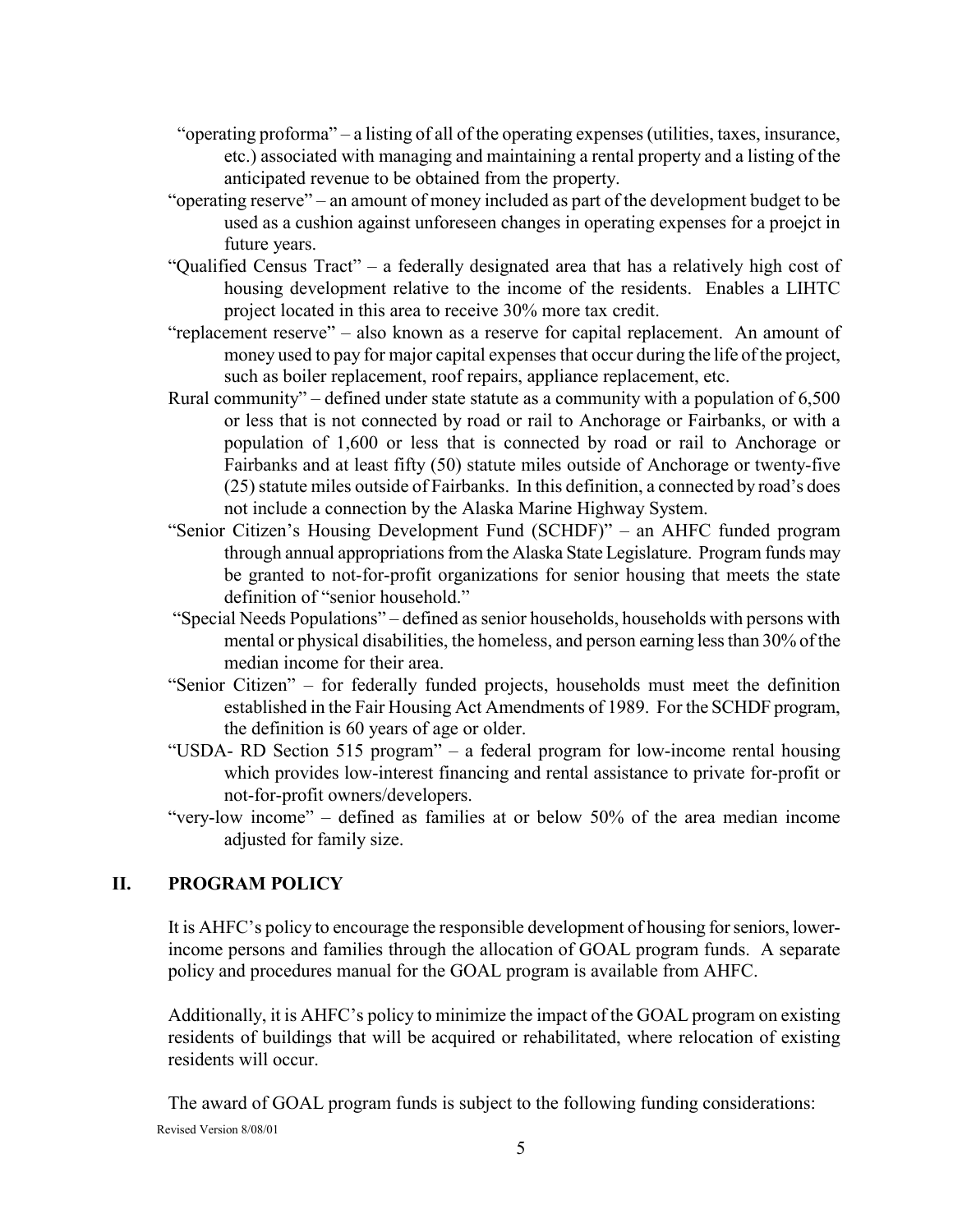"operating proforma" – a listing of all of the operating expenses (utilities, taxes, insurance, etc.) associated with managing and maintaining a rental property and a listing of the anticipated revenue to be obtained from the property.

"operating reserve" – an amount of money included as part of the development budget to be used as a cushion against unforeseen changes in operating expenses for a proejct in future years.

"Qualified Census Tract" – a federally designated area that has a relatively high cost of housing development relative to the income of the residents. Enables a LIHTC project located in this area to receive 30% more tax credit.

"replacement reserve" – also known as a reserve for capital replacement. An amount of money used to pay for major capital expenses that occur during the life of the project, such as boiler replacement, roof repairs, appliance replacement, etc.

Rural community" – defined under state statute as a community with a population of 6,500 or less that is not connected by road or rail to Anchorage or Fairbanks, or with a population of 1,600 or less that is connected by road or rail to Anchorage or Fairbanks and at least fifty (50) statute miles outside of Anchorage or twenty-five (25) statute miles outside of Fairbanks. In this definition, a connected by road's does not include a connection by the Alaska Marine Highway System.

"Senior Citizen's Housing Development Fund (SCHDF)" – an AHFC funded program through annual appropriations from the Alaska State Legislature. Program funds may be granted to not-for-profit organizations for senior housing that meets the state definition of "senior household."

"Special Needs Populations" – defined as senior households, households with persons with mental or physical disabilities, the homeless, and person earning less than 30% of the median income for their area.

"Senior Citizen" – for federally funded projects, households must meet the definition established in the Fair Housing Act Amendments of 1989. For the SCHDF program, the definition is 60 years of age or older.

"USDA- RD Section 515 program" – a federal program for low-income rental housing which provides low-interest financing and rental assistance to private for-profit or not-for-profit owners/developers.

"very-low income" – defined as families at or below 50% of the area median income adjusted for family size.

## II. PROGRAM POLICY

It is AHFC's policy to encourage the responsible development of housing for seniors, lower-income persons and families through the allocation of GOAL program funds. A separate policy and procedures manual for the GOAL program is available from AHFC.

Additionally, it is AHFC's policy to minimize the impact of the GOAL program on existing residents of buildings that will be acquired or rehabilitated, where relocation of existing residents will occur.

The award of GOAL program funds is subject to the following funding considerations:

Revised Version 8/08/01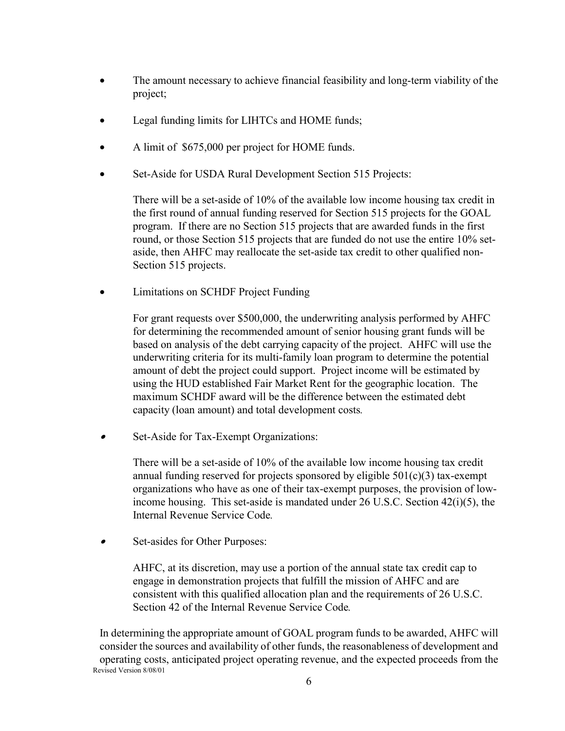- The amount necessary to achieve financial feasibility and long-term viability of the project;
- Legal funding limits for LIHTCs and HOME funds;
- A limit of $675,000 per project for HOME funds.
- Set-Aside for USDA Rural Development Section 515 Projects:

  There will be a set-aside of 10% of the available low income housing tax credit in the first round of annual funding reserved for Section 515 projects for the GOAL program. If there are no Section 515 projects that are awarded funds in the first round, or those Section 515 projects that are funded do not use the entire 10% set-aside, then AHFC may reallocate the set-aside tax credit to other qualified non-Section 515 projects.

- Limitations on SCHDF Project Funding

  For grant requests over $500,000, the underwriting analysis performed by AHFC for determining the recommended amount of senior housing grant funds will be based on analysis of the debt carrying capacity of the project. AHFC will use the underwriting criteria for its multi-family loan program to determine the potential amount of debt the project could support. Project income will be estimated by using the HUD established Fair Market Rent for the geographic location. The maximum SCHDF award will be the difference between the estimated debt capacity (loan amount) and total development costs.

- Set-Aside for Tax-Exempt Organizations:

  There will be a set-aside of 10% of the available low income housing tax credit annual funding reserved for projects sponsored by eligible 501(c)(3) tax-exempt organizations who have as one of their tax-exempt purposes, the provision of low-income housing. This set-aside is mandated under 26 U.S.C. Section 42(i)(5), the Internal Revenue Service Code.

- Set-asides for Other Purposes:

  AHFC, at its discretion, may use a portion of the annual state tax credit cap to engage in demonstration projects that fulfill the mission of AHFC and are consistent with this qualified allocation plan and the requirements of 26 U.S.C. Section 42 of the Internal Revenue Service Code.

In determining the appropriate amount of GOAL program funds to be awarded, AHFC will consider the sources and availability of other funds, the reasonableness of development and operating costs, anticipated project operating revenue, and the expected proceeds from the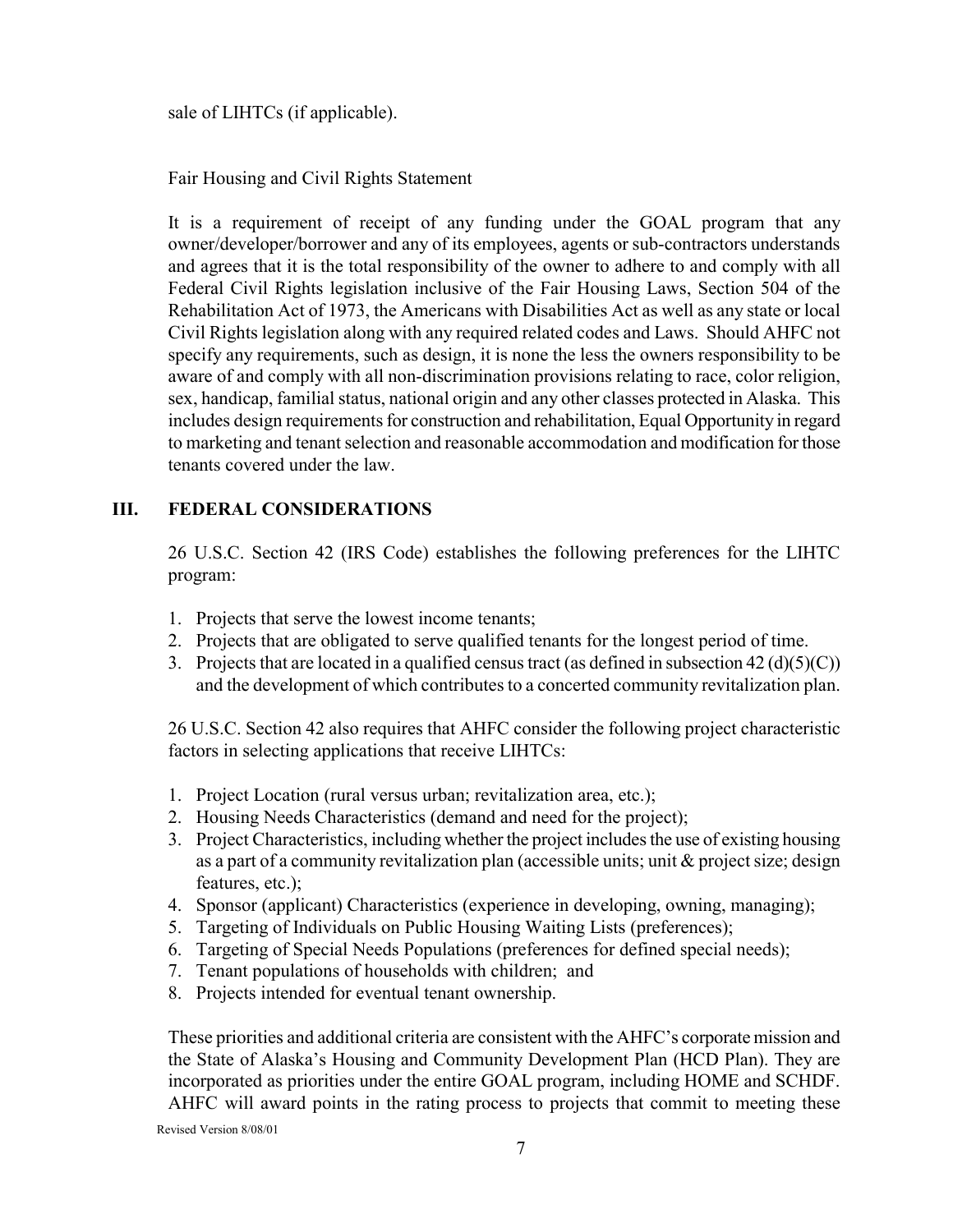sale of LIHTCs (if applicable).

Fair Housing and Civil Rights Statement

It is a requirement of receipt of any funding under the GOAL program that any owner/developer/borrower and any of its employees, agents or sub-contractors understands and agrees that it is the total responsibility of the owner to adhere to and comply with all Federal Civil Rights legislation inclusive of the Fair Housing Laws, Section 504 of the Rehabilitation Act of 1973, the Americans with Disabilities Act as well as any state or local Civil Rights legislation along with any required related codes and Laws. Should AHFC not specify any requirements, such as design, it is none the less the owners responsibility to be aware of and comply with all non-discrimination provisions relating to race, color religion, sex, handicap, familial status, national origin and any other classes protected in Alaska. This includes design requirements for construction and rehabilitation, Equal Opportunity in regard to marketing and tenant selection and reasonable accommodation and modification for those tenants covered under the law.

## III. FEDERAL CONSIDERATIONS

26 U.S.C. Section 42 (IRS Code) establishes the following preferences for the LIHTC program:

1. Projects that serve the lowest income tenants;
2. Projects that are obligated to serve qualified tenants for the longest period of time.
3. Projects that are located in a qualified census tract (as defined in subsection 42 (d)(5)(C)) and the development of which contributes to a concerted community revitalization plan.

26 U.S.C. Section 42 also requires that AHFC consider the following project characteristic factors in selecting applications that receive LIHTCs:

1. Project Location (rural versus urban; revitalization area, etc.);
2. Housing Needs Characteristics (demand and need for the project);
3. Project Characteristics, including whether the project includes the use of existing housing as a part of a community revitalization plan (accessible units; unit & project size; design features, etc.);
4. Sponsor (applicant) Characteristics (experience in developing, owning, managing);
5. Targeting of Individuals on Public Housing Waiting Lists (preferences);
6. Targeting of Special Needs Populations (preferences for defined special needs);
7. Tenant populations of households with children; and
8. Projects intended for eventual tenant ownership.

These priorities and additional criteria are consistent with the AHFC's corporate mission and the State of Alaska's Housing and Community Development Plan (HCD Plan). They are incorporated as priorities under the entire GOAL program, including HOME and SCHDF. AHFC will award points in the rating process to projects that commit to meeting these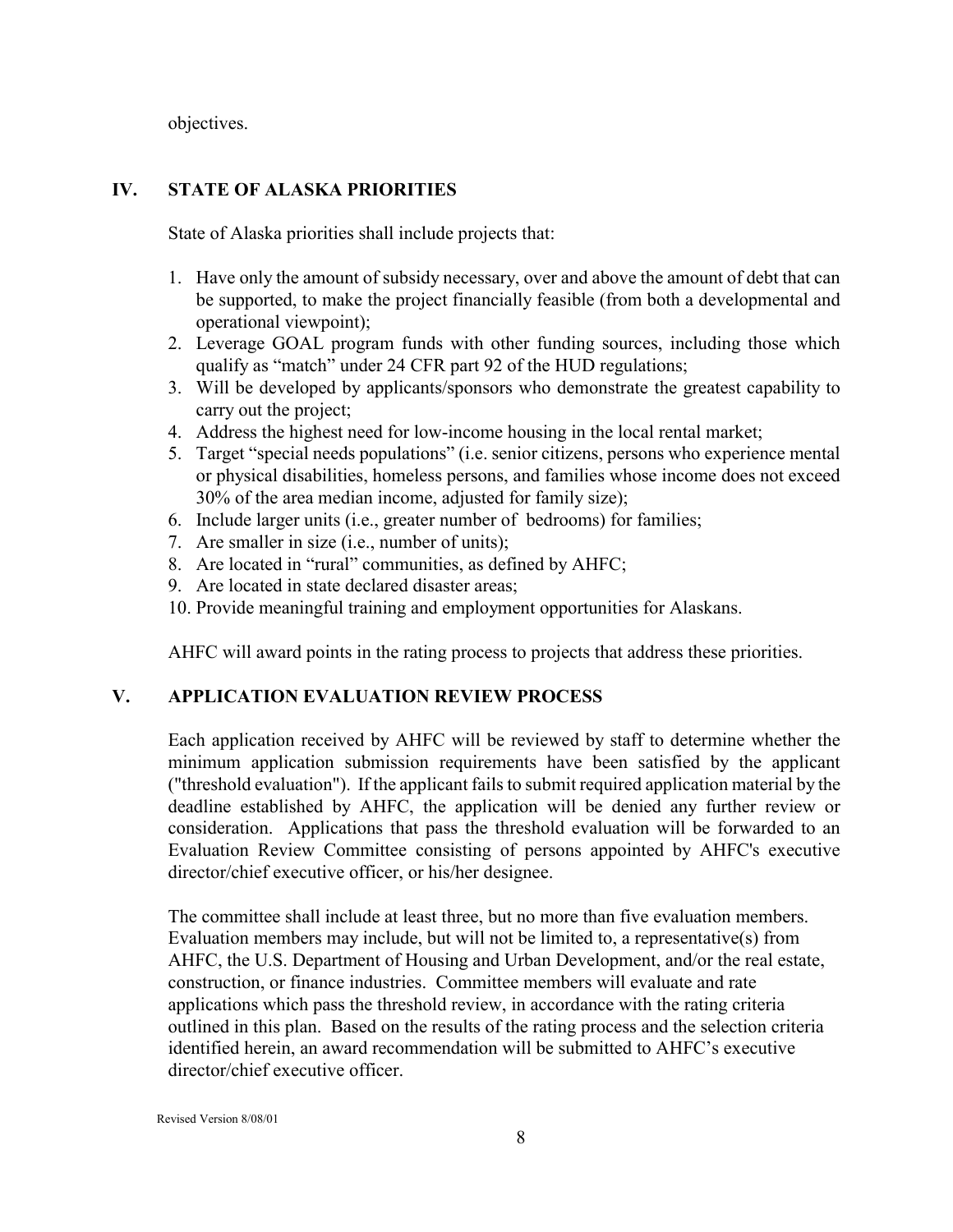objectives.

## IV. STATE OF ALASKA PRIORITIES

State of Alaska priorities shall include projects that:

1. Have only the amount of subsidy necessary, over and above the amount of debt that can be supported, to make the project financially feasible (from both a developmental and operational viewpoint);
2. Leverage GOAL program funds with other funding sources, including those which qualify as "match" under 24 CFR part 92 of the HUD regulations;
3. Will be developed by applicants/sponsors who demonstrate the greatest capability to carry out the project;
4. Address the highest need for low-income housing in the local rental market;
5. Target "special needs populations" (i.e. senior citizens, persons who experience mental or physical disabilities, homeless persons, and families whose income does not exceed 30% of the area median income, adjusted for family size);
6. Include larger units (i.e., greater number of bedrooms) for families;
7. Are smaller in size (i.e., number of units);
8. Are located in "rural" communities, as defined by AHFC;
9. Are located in state declared disaster areas;
10. Provide meaningful training and employment opportunities for Alaskans.

AHFC will award points in the rating process to projects that address these priorities.

## V. APPLICATION EVALUATION REVIEW PROCESS

Each application received by AHFC will be reviewed by staff to determine whether the minimum application submission requirements have been satisfied by the applicant ("threshold evaluation"). If the applicant fails to submit required application material by the deadline established by AHFC, the application will be denied any further review or consideration. Applications that pass the threshold evaluation will be forwarded to an Evaluation Review Committee consisting of persons appointed by AHFC's executive director/chief executive officer, or his/her designee.

The committee shall include at least three, but no more than five evaluation members. Evaluation members may include, but will not be limited to, a representative(s) from AHFC, the U.S. Department of Housing and Urban Development, and/or the real estate, construction, or finance industries. Committee members will evaluate and rate applications which pass the threshold review, in accordance with the rating criteria outlined in this plan. Based on the results of the rating process and the selection criteria identified herein, an award recommendation will be submitted to AHFC's executive director/chief executive officer.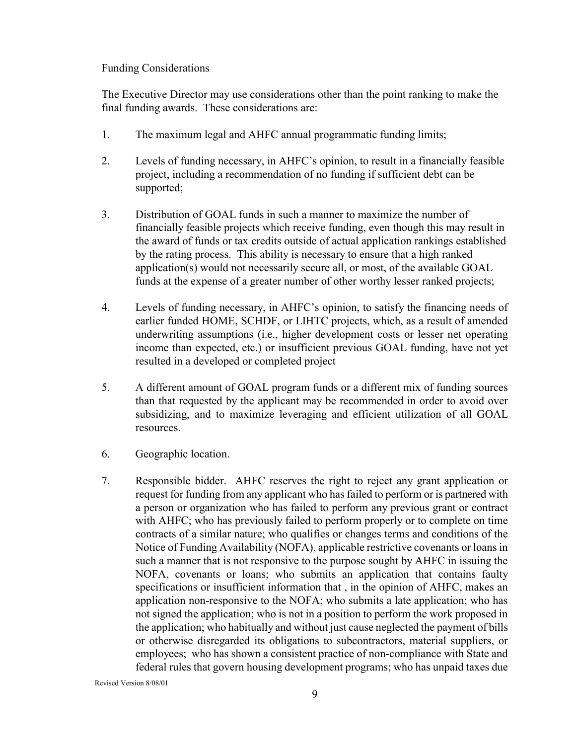Funding Considerations

The Executive Director may use considerations other than the point ranking to make the final funding awards. These considerations are:

1. The maximum legal and AHFC annual programmatic funding limits;

2. Levels of funding necessary, in AHFC's opinion, to result in a financially feasible project, including a recommendation of no funding if sufficient debt can be supported;

3. Distribution of GOAL funds in such a manner to maximize the number of financially feasible projects which receive funding, even though this may result in the award of funds or tax credits outside of actual application rankings established by the rating process. This ability is necessary to ensure that a high ranked application(s) would not necessarily secure all, or most, of the available GOAL funds at the expense of a greater number of other worthy lesser ranked projects;

4. Levels of funding necessary, in AHFC's opinion, to satisfy the financing needs of earlier funded HOME, SCHDF, or LIHTC projects, which, as a result of amended underwriting assumptions (i.e., higher development costs or lesser net operating income than expected, etc.) or insufficient previous GOAL funding, have not yet resulted in a developed or completed project

5. A different amount of GOAL program funds or a different mix of funding sources than that requested by the applicant may be recommended in order to avoid over subsidizing, and to maximize leveraging and efficient utilization of all GOAL resources.

6. Geographic location.

7. Responsible bidder. AHFC reserves the right to reject any grant application or request for funding from any applicant who has failed to perform or is partnered with a person or organization who has failed to perform any previous grant or contract with AHFC; who has previously failed to perform properly or to complete on time contracts of a similar nature; who qualifies or changes terms and conditions of the Notice of Funding Availability (NOFA), applicable restrictive covenants or loans in such a manner that is not responsive to the purpose sought by AHFC in issuing the NOFA, covenants or loans; who submits an application that contains faulty specifications or insufficient information that , in the opinion of AHFC, makes an application non-responsive to the NOFA; who submits a late application; who has not signed the application; who is not in a position to perform the work proposed in the application; who habitually and without just cause neglected the payment of bills or otherwise disregarded its obligations to subcontractors, material suppliers, or employees; who has shown a consistent practice of non-compliance with State and federal rules that govern housing development programs; who has unpaid taxes due

Revised Version 8/08/01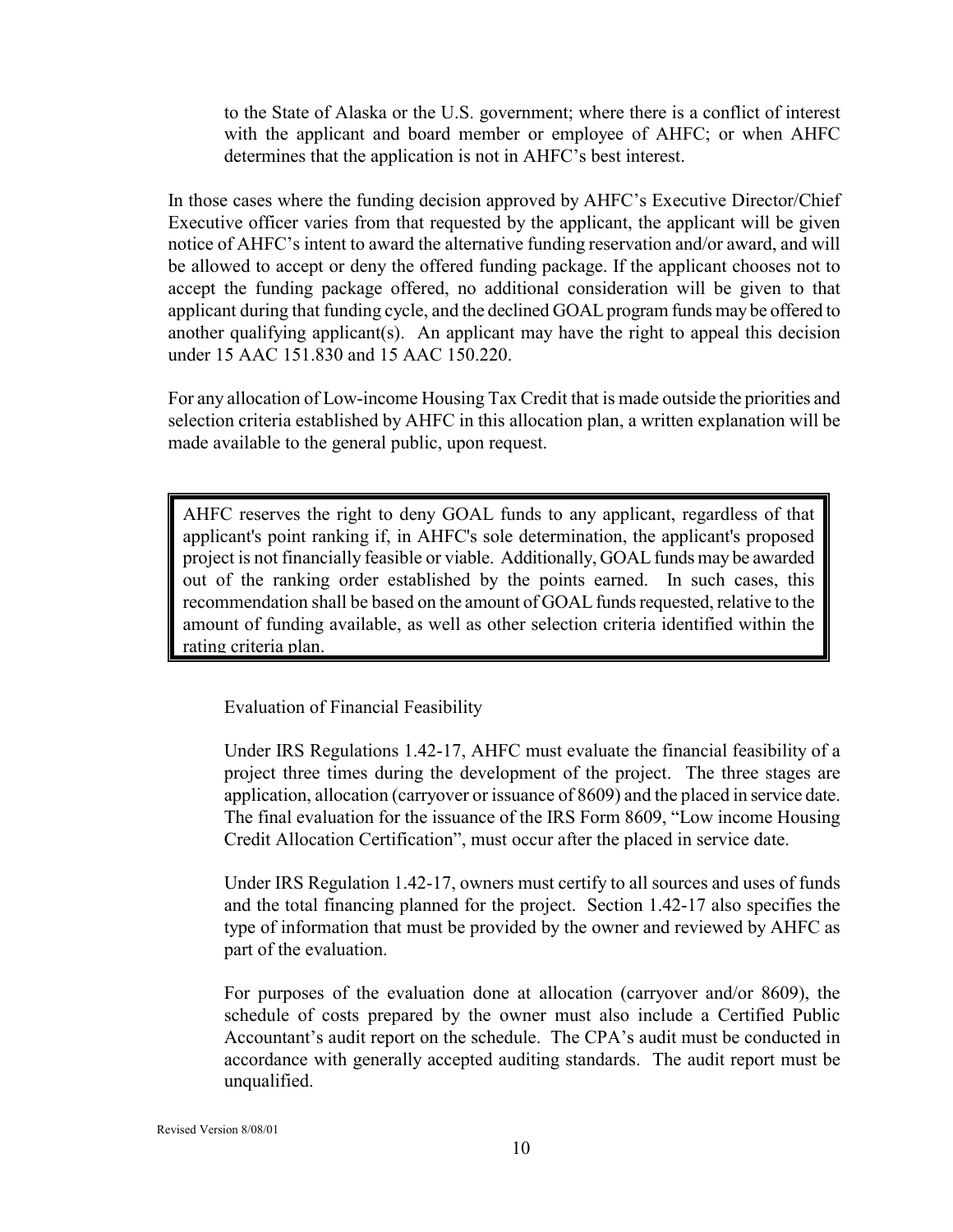to the State of Alaska or the U.S. government; where there is a conflict of interest with the applicant and board member or employee of AHFC; or when AHFC determines that the application is not in AHFC's best interest.

In those cases where the funding decision approved by AHFC's Executive Director/Chief Executive officer varies from that requested by the applicant, the applicant will be given notice of AHFC's intent to award the alternative funding reservation and/or award, and will be allowed to accept or deny the offered funding package. If the applicant chooses not to accept the funding package offered, no additional consideration will be given to that applicant during that funding cycle, and the declined GOAL program funds may be offered to another qualifying applicant(s). An applicant may have the right to appeal this decision under 15 AAC 151.830 and 15 AAC 150.220.

For any allocation of Low-income Housing Tax Credit that is made outside the priorities and selection criteria established by AHFC in this allocation plan, a written explanation will be made available to the general public, upon request.

> AHFC reserves the right to deny GOAL funds to any applicant, regardless of that applicant's point ranking if, in AHFC's sole determination, the applicant's proposed project is not financially feasible or viable. Additionally, GOAL funds may be awarded out of the ranking order established by the points earned. In such cases, this recommendation shall be based on the amount of GOAL funds requested, relative to the amount of funding available, as well as other selection criteria identified within the rating criteria plan.

Evaluation of Financial Feasibility

Under IRS Regulations 1.42-17, AHFC must evaluate the financial feasibility of a project three times during the development of the project. The three stages are application, allocation (carryover or issuance of 8609) and the placed in service date. The final evaluation for the issuance of the IRS Form 8609, "Low income Housing Credit Allocation Certification", must occur after the placed in service date.

Under IRS Regulation 1.42-17, owners must certify to all sources and uses of funds and the total financing planned for the project. Section 1.42-17 also specifies the type of information that must be provided by the owner and reviewed by AHFC as part of the evaluation.

For purposes of the evaluation done at allocation (carryover and/or 8609), the schedule of costs prepared by the owner must also include a Certified Public Accountant's audit report on the schedule. The CPA's audit must be conducted in accordance with generally accepted auditing standards. The audit report must be unqualified.

Revised Version 8/08/01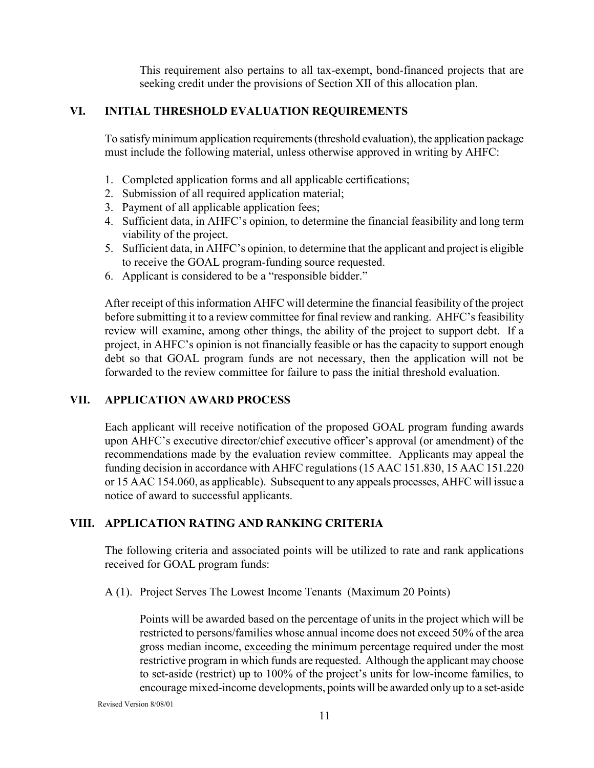This requirement also pertains to all tax-exempt, bond-financed projects that are seeking credit under the provisions of Section XII of this allocation plan.

## VI. INITIAL THRESHOLD EVALUATION REQUIREMENTS

To satisfy minimum application requirements (threshold evaluation), the application package must include the following material, unless otherwise approved in writing by AHFC:

1. Completed application forms and all applicable certifications;
2. Submission of all required application material;
3. Payment of all applicable application fees;
4. Sufficient data, in AHFC's opinion, to determine the financial feasibility and long term viability of the project.
5. Sufficient data, in AHFC's opinion, to determine that the applicant and project is eligible to receive the GOAL program-funding source requested.
6. Applicant is considered to be a "responsible bidder."

After receipt of this information AHFC will determine the financial feasibility of the project before submitting it to a review committee for final review and ranking. AHFC's feasibility review will examine, among other things, the ability of the project to support debt. If a project, in AHFC's opinion is not financially feasible or has the capacity to support enough debt so that GOAL program funds are not necessary, then the application will not be forwarded to the review committee for failure to pass the initial threshold evaluation.

## VII. APPLICATION AWARD PROCESS

Each applicant will receive notification of the proposed GOAL program funding awards upon AHFC's executive director/chief executive officer's approval (or amendment) of the recommendations made by the evaluation review committee. Applicants may appeal the funding decision in accordance with AHFC regulations (15 AAC 151.830, 15 AAC 151.220 or 15 AAC 154.060, as applicable). Subsequent to any appeals processes, AHFC will issue a notice of award to successful applicants.

## VIII. APPLICATION RATING AND RANKING CRITERIA

The following criteria and associated points will be utilized to rate and rank applications received for GOAL program funds:

A (1). Project Serves The Lowest Income Tenants (Maximum 20 Points)

Points will be awarded based on the percentage of units in the project which will be restricted to persons/families whose annual income does not exceed 50% of the area gross median income, exceeding the minimum percentage required under the most restrictive program in which funds are requested. Although the applicant may choose to set-aside (restrict) up to 100% of the project's units for low-income families, to encourage mixed-income developments, points will be awarded only up to a set-aside

Revised Version 8/08/01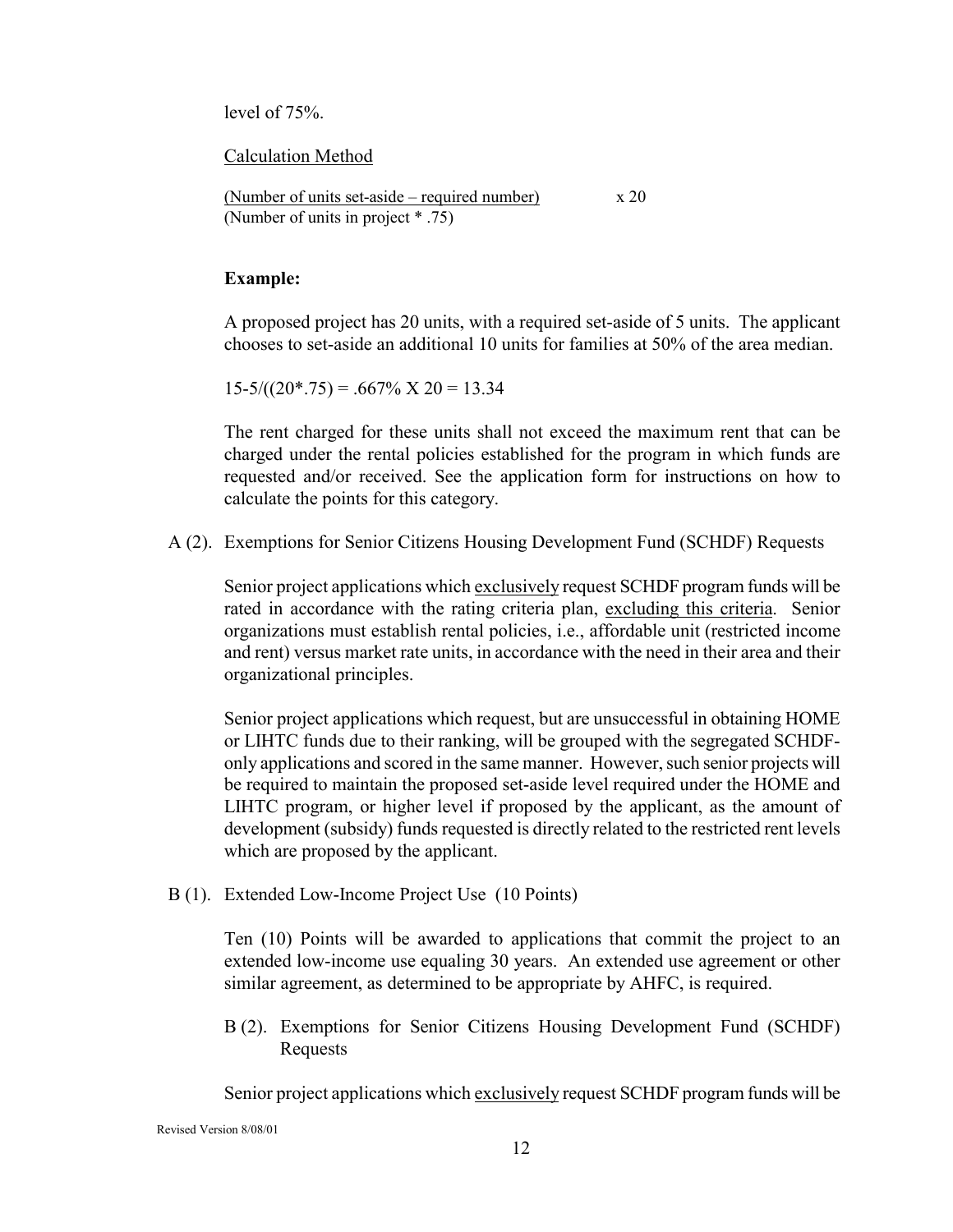level of 75%.

<u>Calculation Method</u>

$$\frac{\text{(Number of units set-aside – required number)}}{\text{(Number of units in project * .75)}} \times 20$$

**Example:**

A proposed project has 20 units, with a required set-aside of 5 units. The applicant chooses to set-aside an additional 10 units for families at 50% of the area median.

15-5/((20*.75) = .667% X 20 = 13.34

The rent charged for these units shall not exceed the maximum rent that can be charged under the rental policies established for the program in which funds are requested and/or received. See the application form for instructions on how to calculate the points for this category.

A (2). Exemptions for Senior Citizens Housing Development Fund (SCHDF) Requests

Senior project applications which <u>exclusively</u> request SCHDF program funds will be rated in accordance with the rating criteria plan, <u>excluding this criteria</u>. Senior organizations must establish rental policies, i.e., affordable unit (restricted income and rent) versus market rate units, in accordance with the need in their area and their organizational principles.

Senior project applications which request, but are unsuccessful in obtaining HOME or LIHTC funds due to their ranking, will be grouped with the segregated SCHDF-only applications and scored in the same manner. However, such senior projects will be required to maintain the proposed set-aside level required under the HOME and LIHTC program, or higher level if proposed by the applicant, as the amount of development (subsidy) funds requested is directly related to the restricted rent levels which are proposed by the applicant.

B (1). Extended Low-Income Project Use (10 Points)

Ten (10) Points will be awarded to applications that commit the project to an extended low-income use equaling 30 years. An extended use agreement or other similar agreement, as determined to be appropriate by AHFC, is required.

B (2). Exemptions for Senior Citizens Housing Development Fund (SCHDF) Requests

Senior project applications which <u>exclusively</u> request SCHDF program funds will be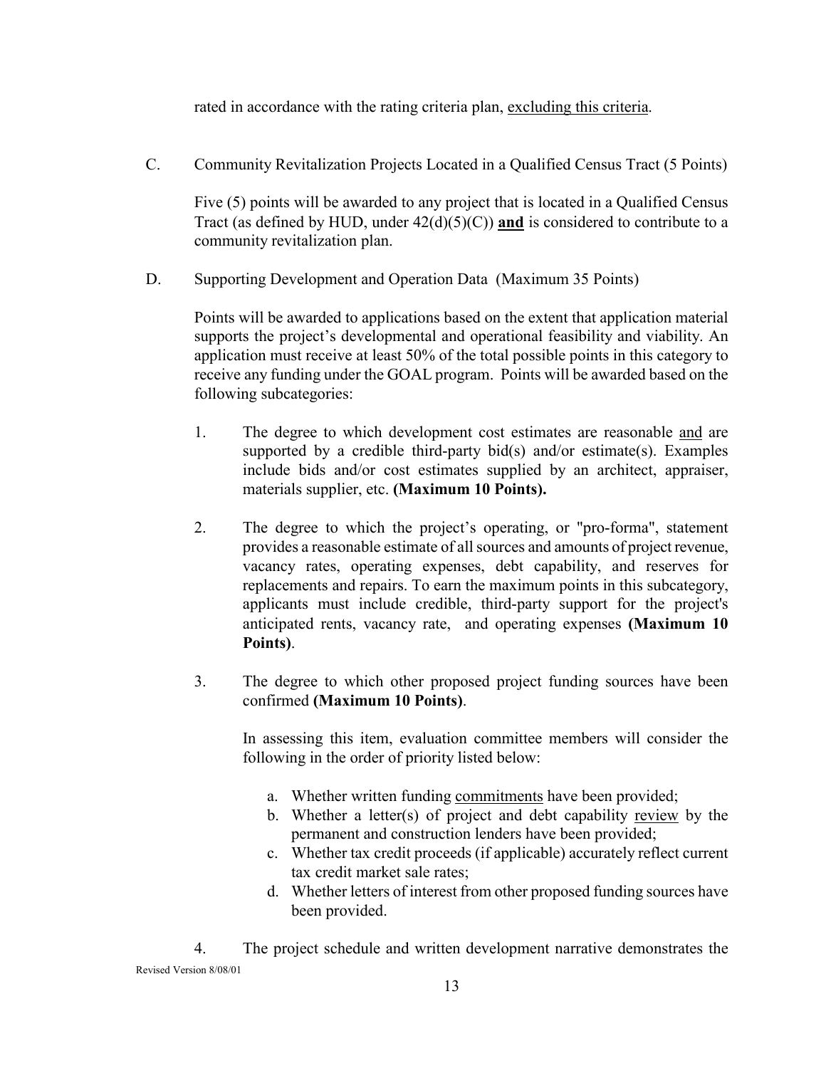rated in accordance with the rating criteria plan, <u>excluding this criteria</u>.

C. Community Revitalization Projects Located in a Qualified Census Tract (5 Points)

Five (5) points will be awarded to any project that is located in a Qualified Census Tract (as defined by HUD, under 42(d)(5)(C)) **<u>and</u>** is considered to contribute to a community revitalization plan.

D. Supporting Development and Operation Data (Maximum 35 Points)

Points will be awarded to applications based on the extent that application material supports the project's developmental and operational feasibility and viability. An application must receive at least 50% of the total possible points in this category to receive any funding under the GOAL program. Points will be awarded based on the following subcategories:

1. The degree to which development cost estimates are reasonable <u>and</u> are supported by a credible third-party bid(s) and/or estimate(s). Examples include bids and/or cost estimates supplied by an architect, appraiser, materials supplier, etc. **(Maximum 10 Points).**

2. The degree to which the project's operating, or "pro-forma", statement provides a reasonable estimate of all sources and amounts of project revenue, vacancy rates, operating expenses, debt capability, and reserves for replacements and repairs. To earn the maximum points in this subcategory, applicants must include credible, third-party support for the project's anticipated rents, vacancy rate, and operating expenses **(Maximum 10 Points)**.

3. The degree to which other proposed project funding sources have been confirmed **(Maximum 10 Points)**.

   In assessing this item, evaluation committee members will consider the following in the order of priority listed below:

   a. Whether written funding <u>commitments</u> have been provided;
   b. Whether a letter(s) of project and debt capability <u>review</u> by the permanent and construction lenders have been provided;
   c. Whether tax credit proceeds (if applicable) accurately reflect current tax credit market sale rates;
   d. Whether letters of interest from other proposed funding sources have been provided.

4. The project schedule and written development narrative demonstrates the

Revised Version 8/08/01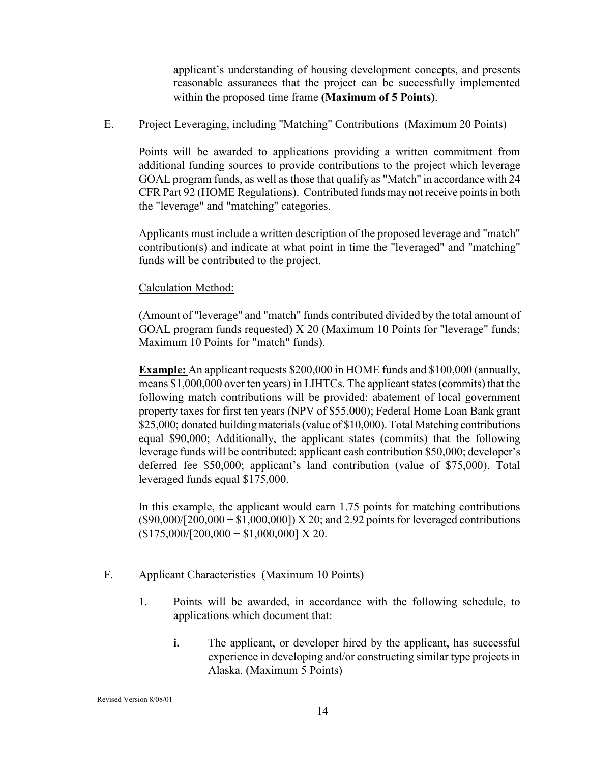applicant's understanding of housing development concepts, and presents reasonable assurances that the project can be successfully implemented within the proposed time frame **(Maximum of 5 Points)**.

E. Project Leveraging, including "Matching" Contributions (Maximum 20 Points)

Points will be awarded to applications providing a <u>written commitment</u> from additional funding sources to provide contributions to the project which leverage GOAL program funds, as well as those that qualify as "Match" in accordance with 24 CFR Part 92 (HOME Regulations). Contributed funds may not receive points in both the "leverage" and "matching" categories.

Applicants must include a written description of the proposed leverage and "match" contribution(s) and indicate at what point in time the "leveraged" and "matching" funds will be contributed to the project.

<u>Calculation Method:</u>

(Amount of "leverage" and "match" funds contributed divided by the total amount of GOAL program funds requested) X 20 (Maximum 10 Points for "leverage" funds; Maximum 10 Points for "match" funds).

**<u>Example:</u>** An applicant requests $200,000 in HOME funds and $100,000 (annually, means $1,000,000 over ten years) in LIHTCs. The applicant states (commits) that the following match contributions will be provided: abatement of local government property taxes for first ten years (NPV of $55,000); Federal Home Loan Bank grant $25,000; donated building materials (value of $10,000). Total Matching contributions equal $90,000; Additionally, the applicant states (commits) that the following leverage funds will be contributed: applicant cash contribution $50,000; developer's deferred fee $50,000; applicant's land contribution (value of $75,000). Total leveraged funds equal $175,000.

In this example, the applicant would earn 1.75 points for matching contributions ($90,000/[200,000 + $1,000,000]) X 20; and 2.92 points for leveraged contributions ($175,000/[200,000 + $1,000,000] X 20.

F. Applicant Characteristics (Maximum 10 Points)

1. Points will be awarded, in accordance with the following schedule, to applications which document that:

   **i.** The applicant, or developer hired by the applicant, has successful experience in developing and/or constructing similar type projects in Alaska. (Maximum 5 Points)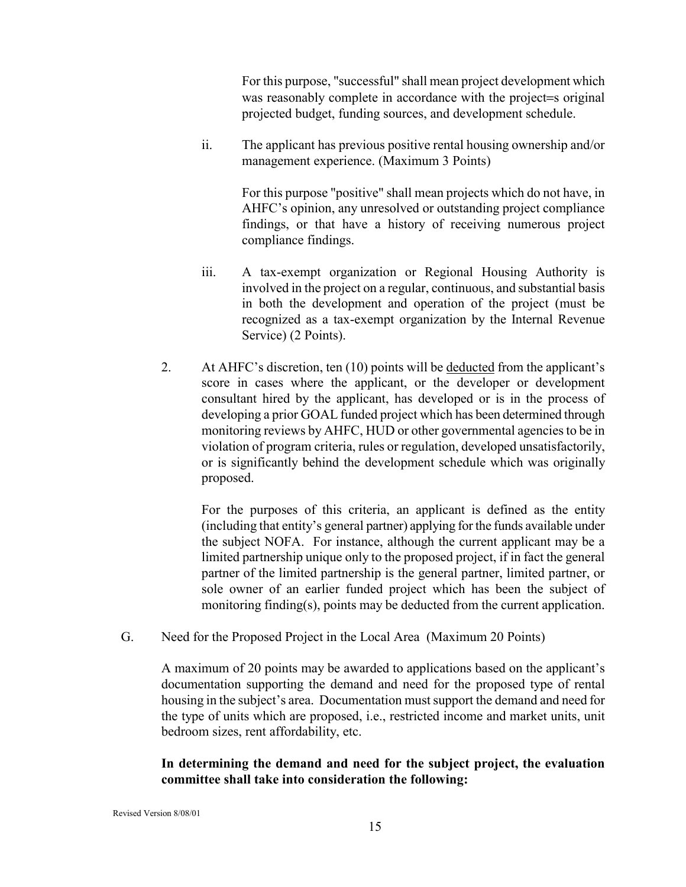For this purpose, "successful" shall mean project development which was reasonably complete in accordance with the project=s original projected budget, funding sources, and development schedule.

ii. The applicant has previous positive rental housing ownership and/or management experience. (Maximum 3 Points)

For this purpose "positive" shall mean projects which do not have, in AHFC's opinion, any unresolved or outstanding project compliance findings, or that have a history of receiving numerous project compliance findings.

iii. A tax-exempt organization or Regional Housing Authority is involved in the project on a regular, continuous, and substantial basis in both the development and operation of the project (must be recognized as a tax-exempt organization by the Internal Revenue Service) (2 Points).

2. At AHFC's discretion, ten (10) points will be <u>deducted</u> from the applicant's score in cases where the applicant, or the developer or development consultant hired by the applicant, has developed or is in the process of developing a prior GOAL funded project which has been determined through monitoring reviews by AHFC, HUD or other governmental agencies to be in violation of program criteria, rules or regulation, developed unsatisfactorily, or is significantly behind the development schedule which was originally proposed.

For the purposes of this criteria, an applicant is defined as the entity (including that entity's general partner) applying for the funds available under the subject NOFA. For instance, although the current applicant may be a limited partnership unique only to the proposed project, if in fact the general partner of the limited partnership is the general partner, limited partner, or sole owner of an earlier funded project which has been the subject of monitoring finding(s), points may be deducted from the current application.

G. Need for the Proposed Project in the Local Area (Maximum 20 Points)

A maximum of 20 points may be awarded to applications based on the applicant's documentation supporting the demand and need for the proposed type of rental housing in the subject's area. Documentation must support the demand and need for the type of units which are proposed, i.e., restricted income and market units, unit bedroom sizes, rent affordability, etc.

**In determining the demand and need for the subject project, the evaluation committee shall take into consideration the following:**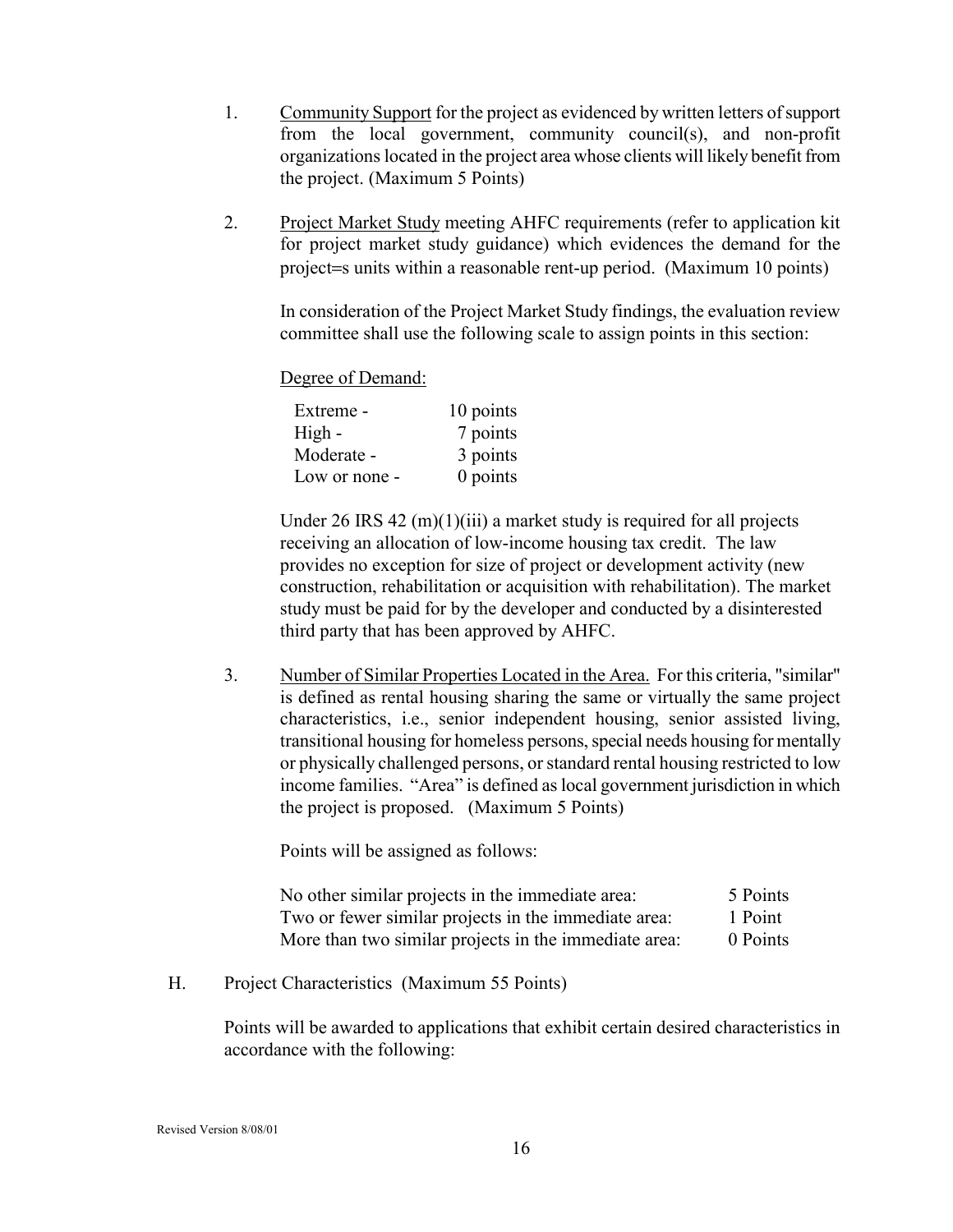1. Community Support for the project as evidenced by written letters of support from the local government, community council(s), and non-profit organizations located in the project area whose clients will likely benefit from the project. (Maximum 5 Points)

2. Project Market Study meeting AHFC requirements (refer to application kit for project market study guidance) which evidences the demand for the project=s units within a reasonable rent-up period. (Maximum 10 points)

   In consideration of the Project Market Study findings, the evaluation review committee shall use the following scale to assign points in this section:

   Degree of Demand:

   | | |
   |---|---|
   | Extreme - | 10 points |
   | High - | 7 points |
   | Moderate - | 3 points |
   | Low or none - | 0 points |

   Under 26 IRS 42 (m)(1)(iii) a market study is required for all projects receiving an allocation of low-income housing tax credit. The law provides no exception for size of project or development activity (new construction, rehabilitation or acquisition with rehabilitation). The market study must be paid for by the developer and conducted by a disinterested third party that has been approved by AHFC.

3. Number of Similar Properties Located in the Area. For this criteria, "similar" is defined as rental housing sharing the same or virtually the same project characteristics, i.e., senior independent housing, senior assisted living, transitional housing for homeless persons, special needs housing for mentally or physically challenged persons, or standard rental housing restricted to low income families. "Area" is defined as local government jurisdiction in which the project is proposed. (Maximum 5 Points)

   Points will be assigned as follows:

   | | |
   |---|---|
   | No other similar projects in the immediate area: | 5 Points |
   | Two or fewer similar projects in the immediate area: | 1 Point |
   | More than two similar projects in the immediate area: | 0 Points |

H. Project Characteristics (Maximum 55 Points)

   Points will be awarded to applications that exhibit certain desired characteristics in accordance with the following: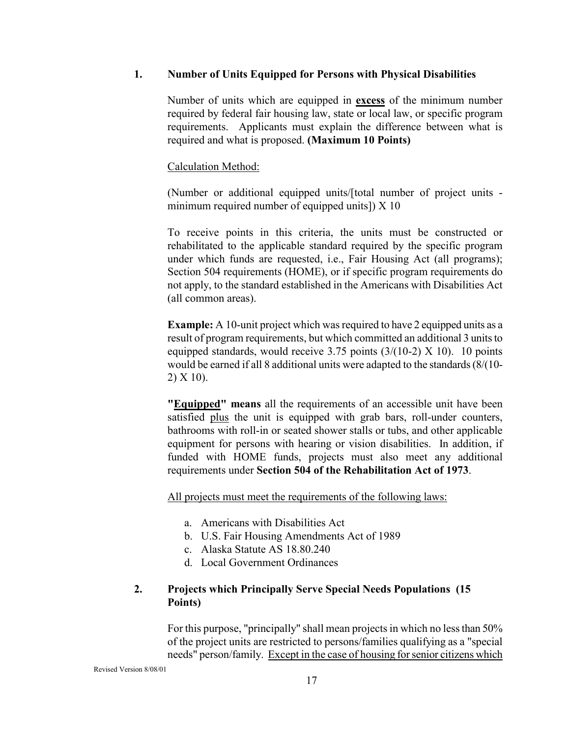**1. Number of Units Equipped for Persons with Physical Disabilities**

Number of units which are equipped in **<u>excess</u>** of the minimum number required by federal fair housing law, state or local law, or specific program requirements. Applicants must explain the difference between what is required and what is proposed. **(Maximum 10 Points)**

<u>Calculation Method:</u>

(Number or additional equipped units/[total number of project units - minimum required number of equipped units]) X 10

To receive points in this criteria, the units must be constructed or rehabilitated to the applicable standard required by the specific program under which funds are requested, i.e., Fair Housing Act (all programs); Section 504 requirements (HOME), or if specific program requirements do not apply, to the standard established in the Americans with Disabilities Act (all common areas).

**Example:** A 10-unit project which was required to have 2 equipped units as a result of program requirements, but which committed an additional 3 units to equipped standards, would receive 3.75 points (3/(10-2) X 10). 10 points would be earned if all 8 additional units were adapted to the standards (8/(10-2) X 10).

**"<u>Equipped</u>" means** all the requirements of an accessible unit have been satisfied <u>plus</u> the unit is equipped with grab bars, roll-under counters, bathrooms with roll-in or seated shower stalls or tubs, and other applicable equipment for persons with hearing or vision disabilities. In addition, if funded with HOME funds, projects must also meet any additional requirements under **Section 504 of the Rehabilitation Act of 1973**.

<u>All projects must meet the requirements of the following laws:</u>

a. Americans with Disabilities Act
b. U.S. Fair Housing Amendments Act of 1989
c. Alaska Statute AS 18.80.240
d. Local Government Ordinances

**2. Projects which Principally Serve Special Needs Populations (15 Points)**

For this purpose, "principally" shall mean projects in which no less than 50% of the project units are restricted to persons/families qualifying as a "special needs" person/family. <u>Except in the case of housing for senior citizens which</u>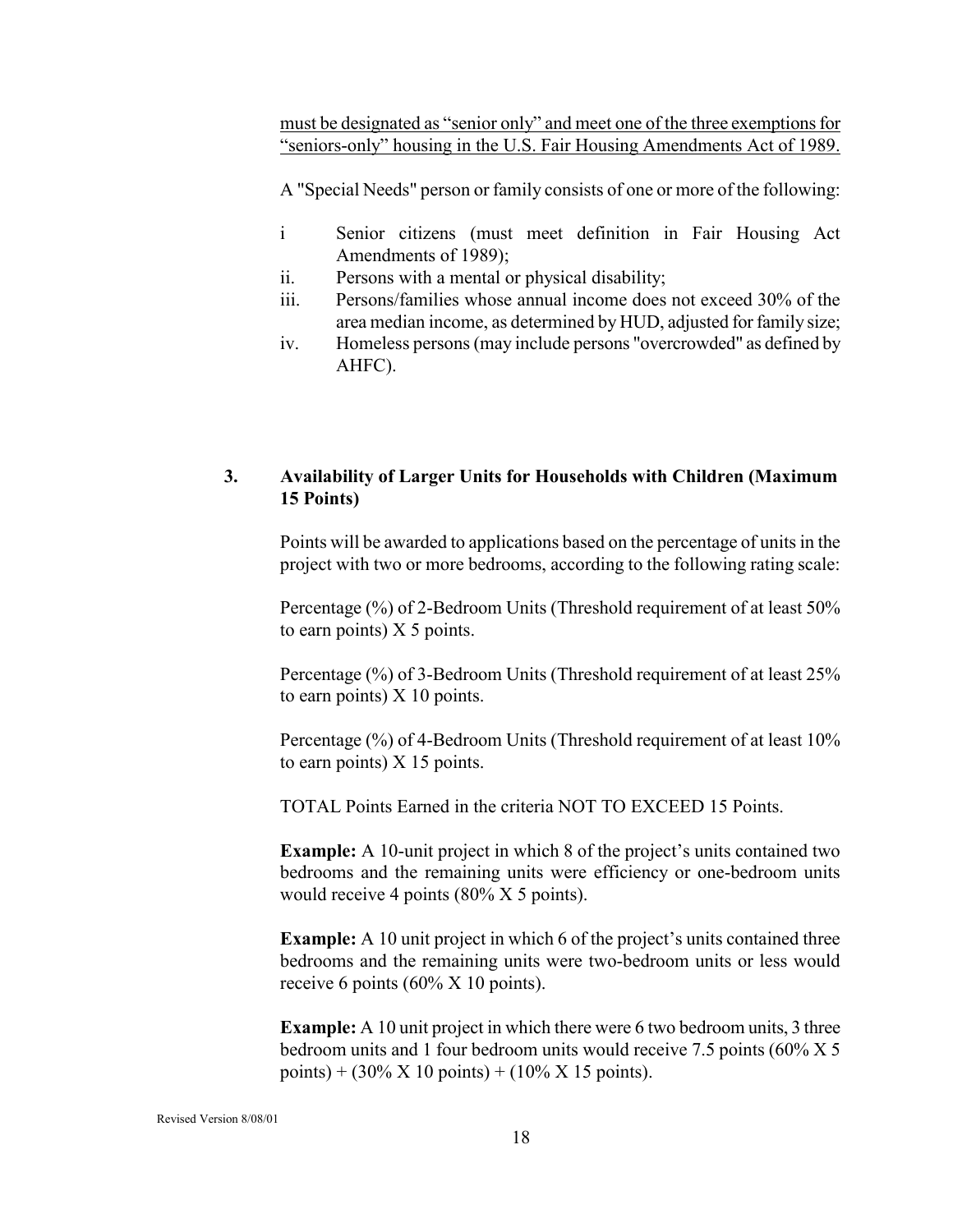must be designated as "senior only" and meet one of the three exemptions for "seniors-only" housing in the U.S. Fair Housing Amendments Act of 1989.

A "Special Needs" person or family consists of one or more of the following:

- i Senior citizens (must meet definition in Fair Housing Act Amendments of 1989);
- ii. Persons with a mental or physical disability;
- iii. Persons/families whose annual income does not exceed 30% of the area median income, as determined by HUD, adjusted for family size;
- iv. Homeless persons (may include persons "overcrowded" as defined by AHFC).

### 3. Availability of Larger Units for Households with Children (Maximum 15 Points)

Points will be awarded to applications based on the percentage of units in the project with two or more bedrooms, according to the following rating scale:

Percentage (%) of 2-Bedroom Units (Threshold requirement of at least 50% to earn points) X 5 points.

Percentage (%) of 3-Bedroom Units (Threshold requirement of at least 25% to earn points) X 10 points.

Percentage (%) of 4-Bedroom Units (Threshold requirement of at least 10% to earn points) X 15 points.

TOTAL Points Earned in the criteria NOT TO EXCEED 15 Points.

**Example:** A 10-unit project in which 8 of the project's units contained two bedrooms and the remaining units were efficiency or one-bedroom units would receive 4 points (80% X 5 points).

**Example:** A 10 unit project in which 6 of the project's units contained three bedrooms and the remaining units were two-bedroom units or less would receive 6 points (60% X 10 points).

**Example:** A 10 unit project in which there were 6 two bedroom units, 3 three bedroom units and 1 four bedroom units would receive 7.5 points (60% X 5 points) + (30% X 10 points) + (10% X 15 points).

Revised Version 8/08/01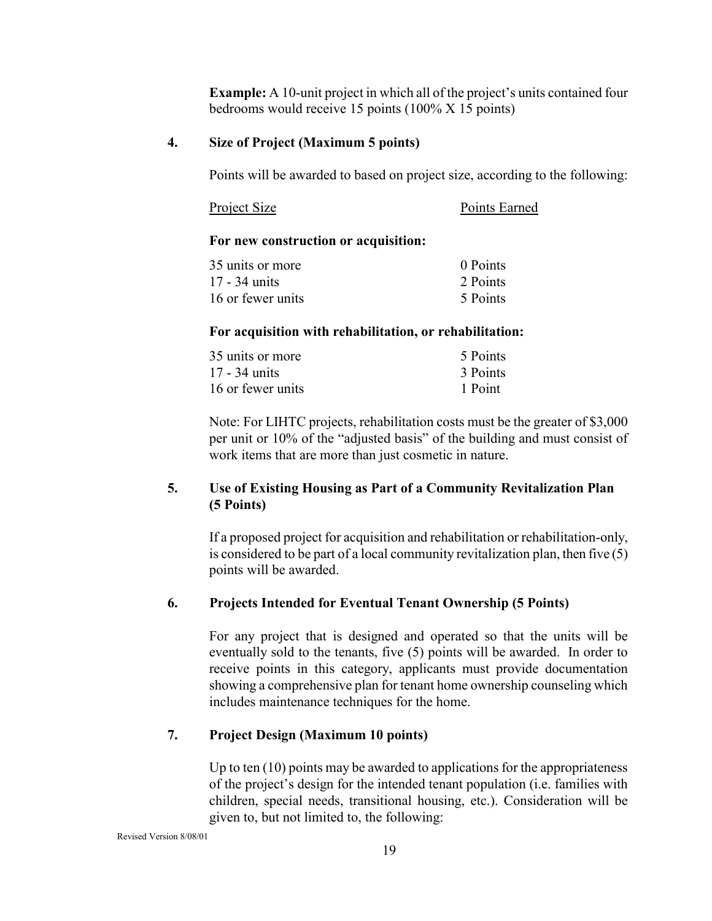**Example:** A 10-unit project in which all of the project's units contained four bedrooms would receive 15 points (100% X 15 points)

**4. Size of Project (Maximum 5 points)**

Points will be awarded to based on project size, according to the following:

| Project Size | Points Earned |
|---|---|
| **For new construction or acquisition:** | |
| 35 units or more | 0 Points |
| 17 - 34 units | 2 Points |
| 16 or fewer units | 5 Points |
| **For acquisition with rehabilitation, or rehabilitation:** | |
| 35 units or more | 5 Points |
| 17 - 34 units | 3 Points |
| 16 or fewer units | 1 Point |

Note: For LIHTC projects, rehabilitation costs must be the greater of $3,000 per unit or 10% of the "adjusted basis" of the building and must consist of work items that are more than just cosmetic in nature.

**5. Use of Existing Housing as Part of a Community Revitalization Plan (5 Points)**

If a proposed project for acquisition and rehabilitation or rehabilitation-only, is considered to be part of a local community revitalization plan, then five (5) points will be awarded.

**6. Projects Intended for Eventual Tenant Ownership (5 Points)**

For any project that is designed and operated so that the units will be eventually sold to the tenants, five (5) points will be awarded. In order to receive points in this category, applicants must provide documentation showing a comprehensive plan for tenant home ownership counseling which includes maintenance techniques for the home.

**7. Project Design (Maximum 10 points)**

Up to ten (10) points may be awarded to applications for the appropriateness of the project's design for the intended tenant population (i.e. families with children, special needs, transitional housing, etc.). Consideration will be given to, but not limited to, the following:

Revised Version 8/08/01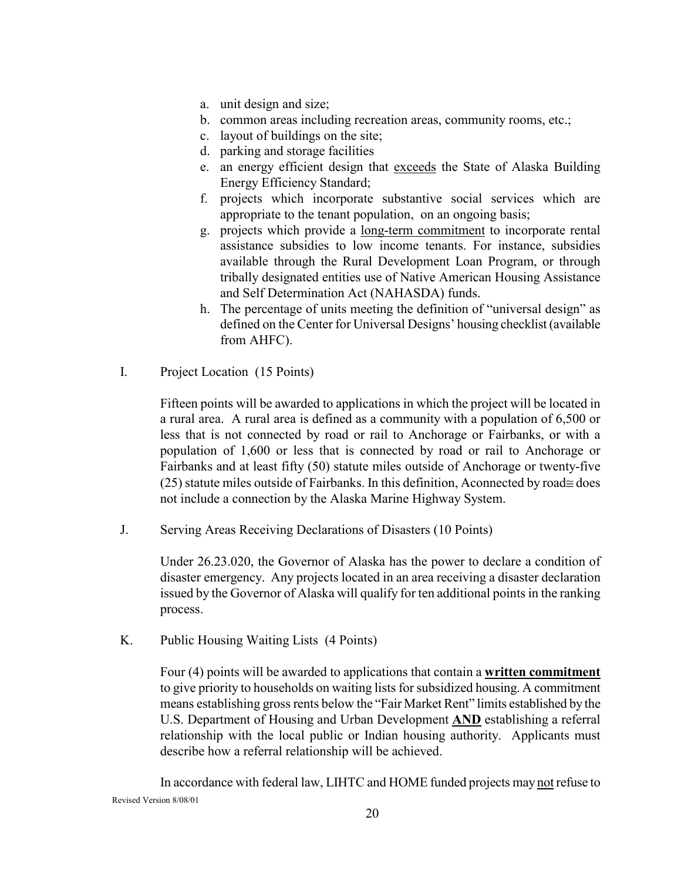a. unit design and size;
b. common areas including recreation areas, community rooms, etc.;
c. layout of buildings on the site;
d. parking and storage facilities
e. an energy efficient design that <u>exceeds</u> the State of Alaska Building Energy Efficiency Standard;
f. projects which incorporate substantive social services which are appropriate to the tenant population, on an ongoing basis;
g. projects which provide a <u>long-term commitment</u> to incorporate rental assistance subsidies to low income tenants. For instance, subsidies available through the Rural Development Loan Program, or through tribally designated entities use of Native American Housing Assistance and Self Determination Act (NAHASDA) funds.
h. The percentage of units meeting the definition of "universal design" as defined on the Center for Universal Designs' housing checklist (available from AHFC).

I. Project Location (15 Points)

Fifteen points will be awarded to applications in which the project will be located in a rural area. A rural area is defined as a community with a population of 6,500 or less that is not connected by road or rail to Anchorage or Fairbanks, or with a population of 1,600 or less that is connected by road or rail to Anchorage or Fairbanks and at least fifty (50) statute miles outside of Anchorage or twenty-five (25) statute miles outside of Fairbanks. In this definition, Aconnected by road≅ does not include a connection by the Alaska Marine Highway System.

J. Serving Areas Receiving Declarations of Disasters (10 Points)

Under 26.23.020, the Governor of Alaska has the power to declare a condition of disaster emergency. Any projects located in an area receiving a disaster declaration issued by the Governor of Alaska will qualify for ten additional points in the ranking process.

K. Public Housing Waiting Lists (4 Points)

Four (4) points will be awarded to applications that contain a **<u>written commitment</u>** to give priority to households on waiting lists for subsidized housing. A commitment means establishing gross rents below the "Fair Market Rent" limits established by the U.S. Department of Housing and Urban Development **<u>AND</u>** establishing a referral relationship with the local public or Indian housing authority. Applicants must describe how a referral relationship will be achieved.

In accordance with federal law, LIHTC and HOME funded projects may <u>not</u> refuse to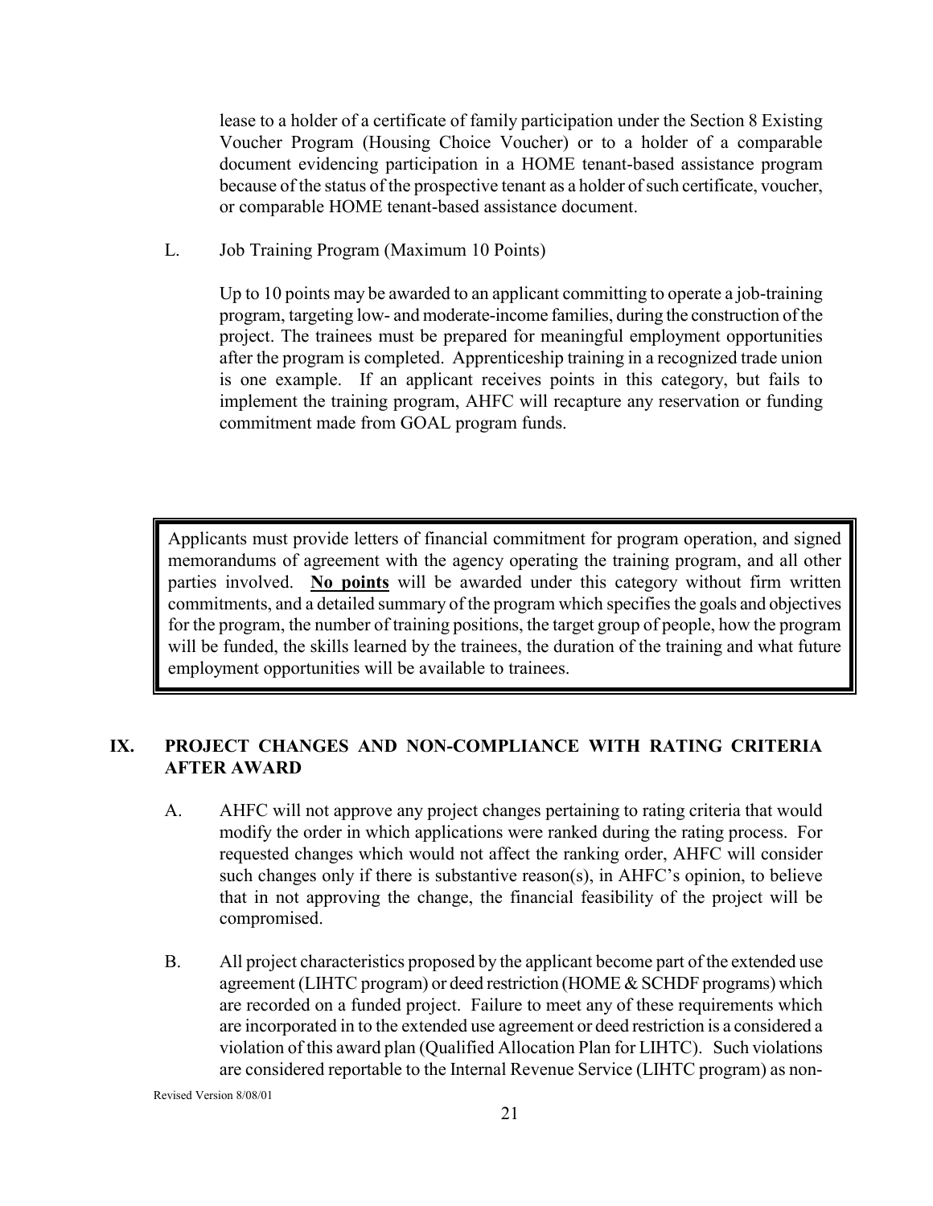lease to a holder of a certificate of family participation under the Section 8 Existing Voucher Program (Housing Choice Voucher) or to a holder of a comparable document evidencing participation in a HOME tenant-based assistance program because of the status of the prospective tenant as a holder of such certificate, voucher, or comparable HOME tenant-based assistance document.

L. Job Training Program (Maximum 10 Points)

Up to 10 points may be awarded to an applicant committing to operate a job-training program, targeting low- and moderate-income families, during the construction of the project. The trainees must be prepared for meaningful employment opportunities after the program is completed. Apprenticeship training in a recognized trade union is one example. If an applicant receives points in this category, but fails to implement the training program, AHFC will recapture any reservation or funding commitment made from GOAL program funds.

> Applicants must provide letters of financial commitment for program operation, and signed memorandums of agreement with the agency operating the training program, and all other parties involved. **No points** will be awarded under this category without firm written commitments, and a detailed summary of the program which specifies the goals and objectives for the program, the number of training positions, the target group of people, how the program will be funded, the skills learned by the trainees, the duration of the training and what future employment opportunities will be available to trainees.

## IX. PROJECT CHANGES AND NON-COMPLIANCE WITH RATING CRITERIA AFTER AWARD

A. AHFC will not approve any project changes pertaining to rating criteria that would modify the order in which applications were ranked during the rating process. For requested changes which would not affect the ranking order, AHFC will consider such changes only if there is substantive reason(s), in AHFC's opinion, to believe that in not approving the change, the financial feasibility of the project will be compromised.

B. All project characteristics proposed by the applicant become part of the extended use agreement (LIHTC program) or deed restriction (HOME & SCHDF programs) which are recorded on a funded project. Failure to meet any of these requirements which are incorporated in to the extended use agreement or deed restriction is a considered a violation of this award plan (Qualified Allocation Plan for LIHTC). Such violations are considered reportable to the Internal Revenue Service (LIHTC program) as non-

Revised Version 8/08/01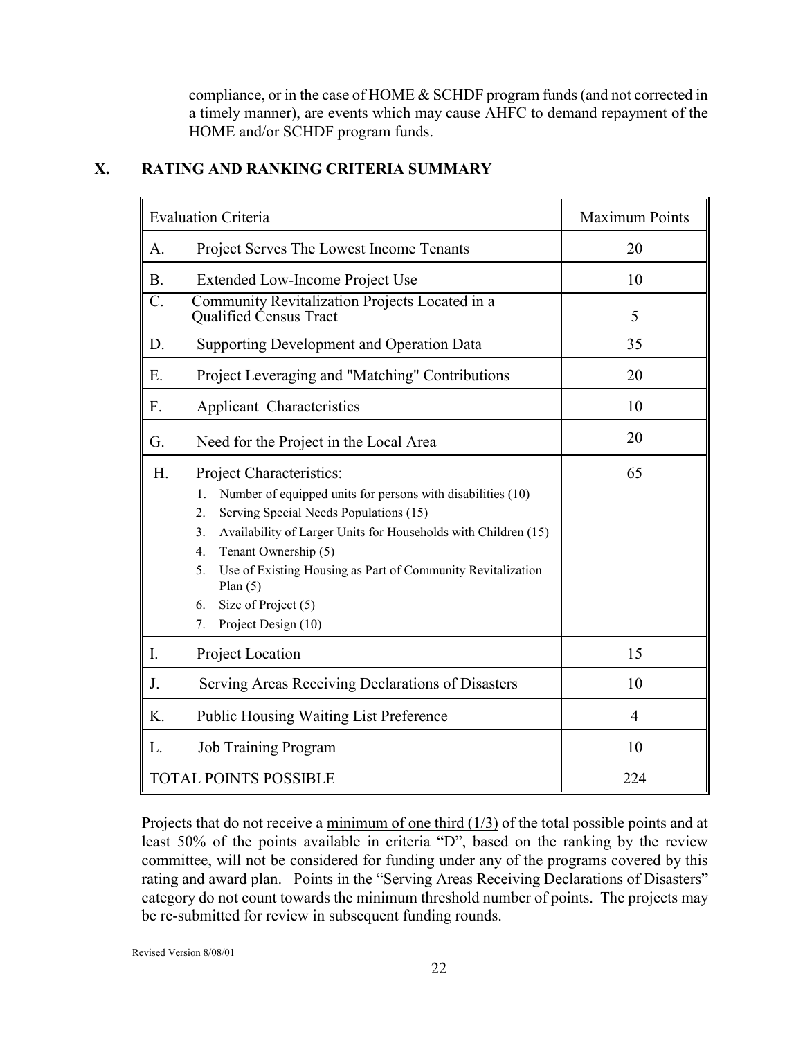compliance, or in the case of HOME & SCHDF program funds (and not corrected in a timely manner), are events which may cause AHFC to demand repayment of the HOME and/or SCHDF program funds.

## X. RATING AND RANKING CRITERIA SUMMARY

| Evaluation Criteria | Maximum Points |
|---|---|
| A. Project Serves The Lowest Income Tenants | 20 |
| B. Extended Low-Income Project Use | 10 |
| C. Community Revitalization Projects Located in a Qualified Census Tract | 5 |
| D. Supporting Development and Operation Data | 35 |
| E. Project Leveraging and "Matching" Contributions | 20 |
| F. Applicant Characteristics | 10 |
| G. Need for the Project in the Local Area | 20 |
| H. Project Characteristics:<br>1. Number of equipped units for persons with disabilities (10)<br>2. Serving Special Needs Populations (15)<br>3. Availability of Larger Units for Households with Children (15)<br>4. Tenant Ownership (5)<br>5. Use of Existing Housing as Part of Community Revitalization Plan (5)<br>6. Size of Project (5)<br>7. Project Design (10) | 65 |
| I. Project Location | 15 |
| J. Serving Areas Receiving Declarations of Disasters | 10 |
| K. Public Housing Waiting List Preference | 4 |
| L. Job Training Program | 10 |
| TOTAL POINTS POSSIBLE | 224 |

Projects that do not receive a minimum of one third (1/3) of the total possible points and at least 50% of the points available in criteria "D", based on the ranking by the review committee, will not be considered for funding under any of the programs covered by this rating and award plan. Points in the "Serving Areas Receiving Declarations of Disasters" category do not count towards the minimum threshold number of points. The projects may be re-submitted for review in subsequent funding rounds.

Revised Version 8/08/01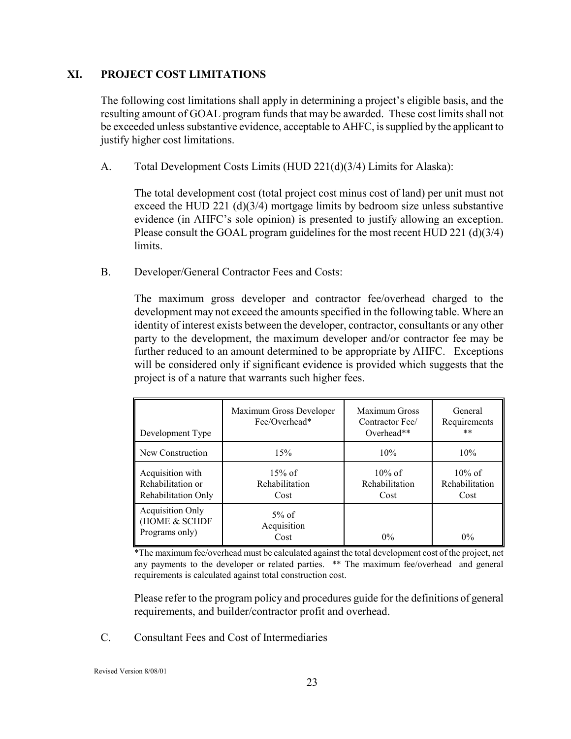## XI. PROJECT COST LIMITATIONS

The following cost limitations shall apply in determining a project's eligible basis, and the resulting amount of GOAL program funds that may be awarded. These cost limits shall not be exceeded unless substantive evidence, acceptable to AHFC, is supplied by the applicant to justify higher cost limitations.

A. Total Development Costs Limits (HUD 221(d)(3/4) Limits for Alaska):

The total development cost (total project cost minus cost of land) per unit must not exceed the HUD 221 (d)(3/4) mortgage limits by bedroom size unless substantive evidence (in AHFC's sole opinion) is presented to justify allowing an exception. Please consult the GOAL program guidelines for the most recent HUD 221 (d)(3/4) limits.

B. Developer/General Contractor Fees and Costs:

The maximum gross developer and contractor fee/overhead charged to the development may not exceed the amounts specified in the following table. Where an identity of interest exists between the developer, contractor, consultants or any other party to the development, the maximum developer and/or contractor fee may be further reduced to an amount determined to be appropriate by AHFC. Exceptions will be considered only if significant evidence is provided which suggests that the project is of a nature that warrants such higher fees.

| Development Type | Maximum Gross Developer Fee/Overhead* | Maximum Gross Contractor Fee/ Overhead** | General Requirements ** |
|---|---|---|---|
| New Construction | 15% | 10% | 10% |
| Acquisition with Rehabilitation or Rehabilitation Only | 15% of Rehabilitation Cost | 10% of Rehabilitation Cost | 10% of Rehabilitation Cost |
| Acquisition Only (HOME & SCHDF Programs only) | 5% of Acquisition Cost | 0% | 0% |

*The maximum fee/overhead must be calculated against the total development cost of the project, net any payments to the developer or related parties. ** The maximum fee/overhead and general requirements is calculated against total construction cost.

Please refer to the program policy and procedures guide for the definitions of general requirements, and builder/contractor profit and overhead.

C. Consultant Fees and Cost of Intermediaries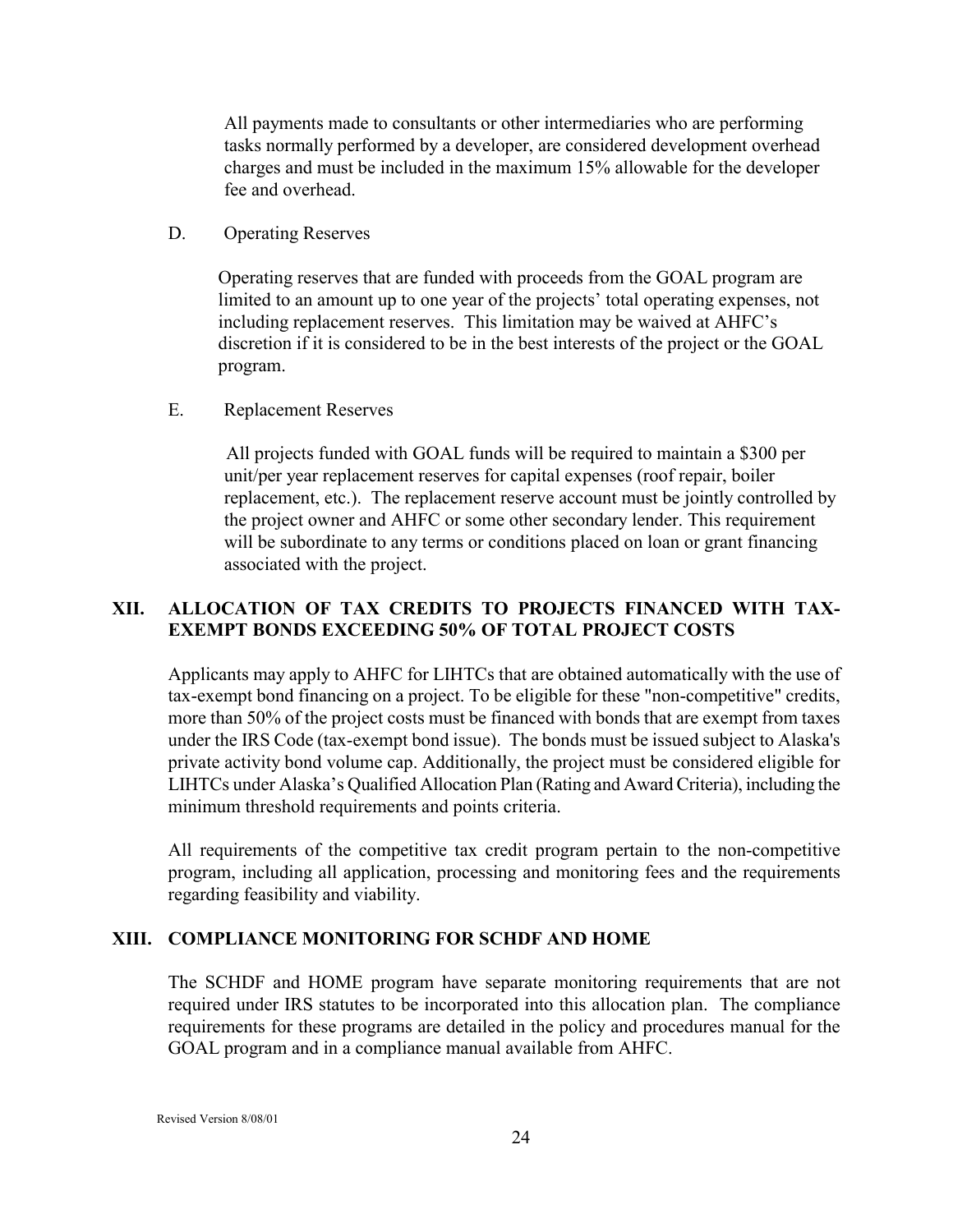All payments made to consultants or other intermediaries who are performing tasks normally performed by a developer, are considered development overhead charges and must be included in the maximum 15% allowable for the developer fee and overhead.

D. Operating Reserves

Operating reserves that are funded with proceeds from the GOAL program are limited to an amount up to one year of the projects' total operating expenses, not including replacement reserves. This limitation may be waived at AHFC's discretion if it is considered to be in the best interests of the project or the GOAL program.

E. Replacement Reserves

All projects funded with GOAL funds will be required to maintain a $300 per unit/per year replacement reserves for capital expenses (roof repair, boiler replacement, etc.). The replacement reserve account must be jointly controlled by the project owner and AHFC or some other secondary lender. This requirement will be subordinate to any terms or conditions placed on loan or grant financing associated with the project.

## XII. ALLOCATION OF TAX CREDITS TO PROJECTS FINANCED WITH TAX-EXEMPT BONDS EXCEEDING 50% OF TOTAL PROJECT COSTS

Applicants may apply to AHFC for LIHTCs that are obtained automatically with the use of tax-exempt bond financing on a project. To be eligible for these "non-competitive" credits, more than 50% of the project costs must be financed with bonds that are exempt from taxes under the IRS Code (tax-exempt bond issue). The bonds must be issued subject to Alaska's private activity bond volume cap. Additionally, the project must be considered eligible for LIHTCs under Alaska's Qualified Allocation Plan (Rating and Award Criteria), including the minimum threshold requirements and points criteria.

All requirements of the competitive tax credit program pertain to the non-competitive program, including all application, processing and monitoring fees and the requirements regarding feasibility and viability.

## XIII. COMPLIANCE MONITORING FOR SCHDF AND HOME

The SCHDF and HOME program have separate monitoring requirements that are not required under IRS statutes to be incorporated into this allocation plan. The compliance requirements for these programs are detailed in the policy and procedures manual for the GOAL program and in a compliance manual available from AHFC.

Revised Version 8/08/01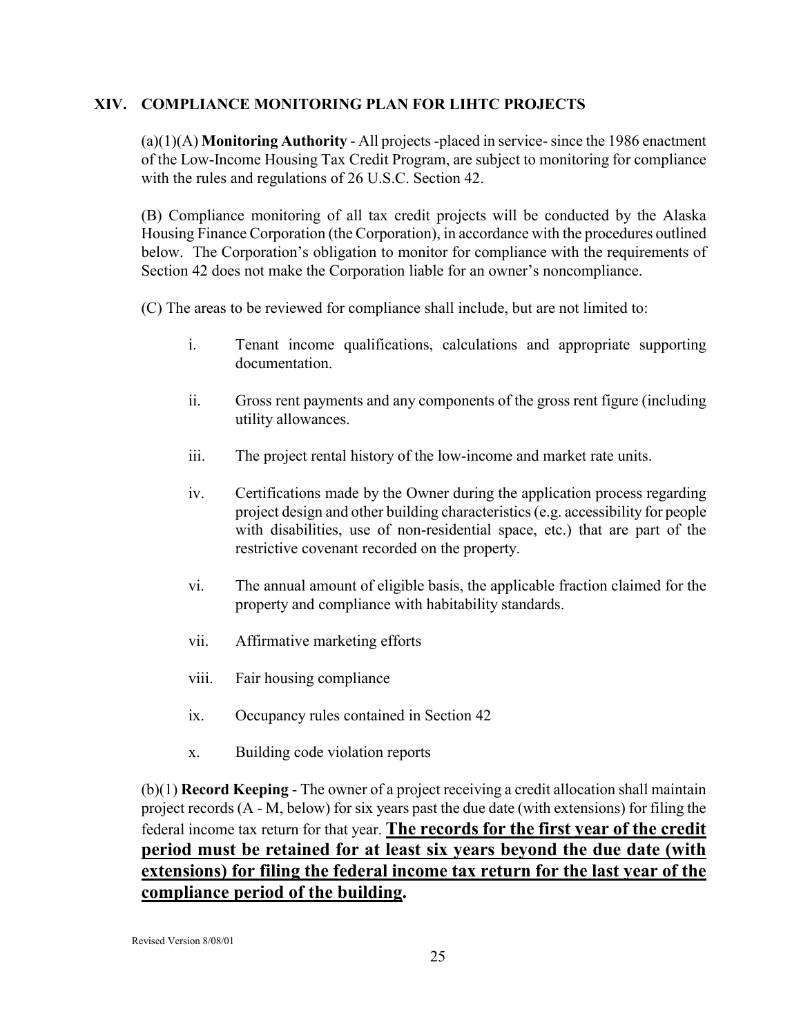## XIV. COMPLIANCE MONITORING PLAN FOR LIHTC PROJECTS

(a)(1)(A) **Monitoring Authority** - All projects -placed in service- since the 1986 enactment of the Low-Income Housing Tax Credit Program, are subject to monitoring for compliance with the rules and regulations of 26 U.S.C. Section 42.

(B) Compliance monitoring of all tax credit projects will be conducted by the Alaska Housing Finance Corporation (the Corporation), in accordance with the procedures outlined below. The Corporation's obligation to monitor for compliance with the requirements of Section 42 does not make the Corporation liable for an owner's noncompliance.

(C) The areas to be reviewed for compliance shall include, but are not limited to:

i. Tenant income qualifications, calculations and appropriate supporting documentation.

ii. Gross rent payments and any components of the gross rent figure (including utility allowances.

iii. The project rental history of the low-income and market rate units.

iv. Certifications made by the Owner during the application process regarding project design and other building characteristics (e.g. accessibility for people with disabilities, use of non-residential space, etc.) that are part of the restrictive covenant recorded on the property.

vi. The annual amount of eligible basis, the applicable fraction claimed for the property and compliance with habitability standards.

vii. Affirmative marketing efforts

viii. Fair housing compliance

ix. Occupancy rules contained in Section 42

x. Building code violation reports

(b)(1) **Record Keeping** - The owner of a project receiving a credit allocation shall maintain project records (A - M, below) for six years past the due date (with extensions) for filing the federal income tax return for that year. <u>**The records for the first year of the credit period must be retained for at least six years beyond the due date (with extensions) for filing the federal income tax return for the last year of the compliance period of the building**</u>**.**

Revised Version 8/08/01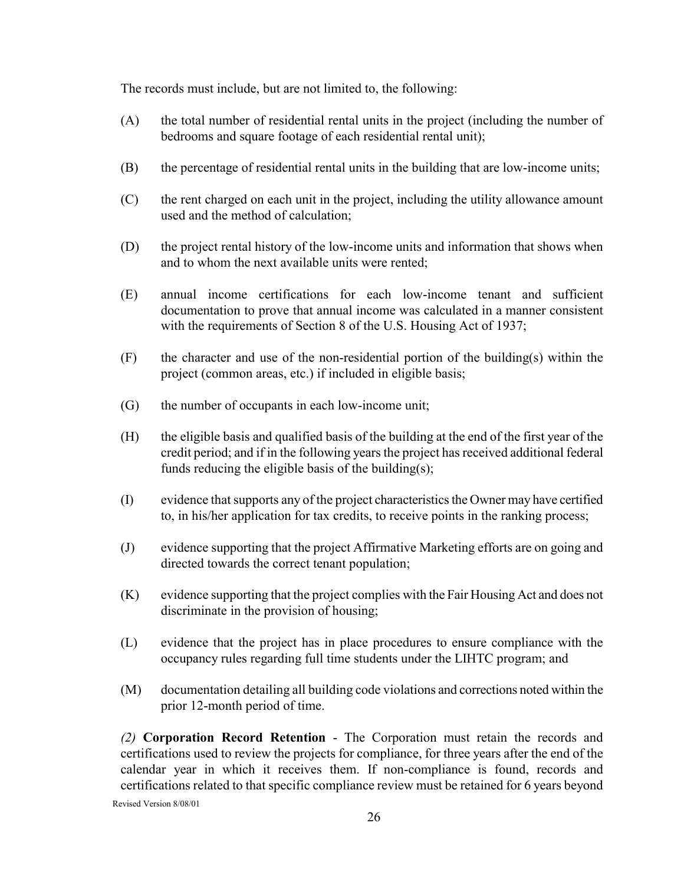The records must include, but are not limited to, the following:

(A) the total number of residential rental units in the project (including the number of bedrooms and square footage of each residential rental unit);

(B) the percentage of residential rental units in the building that are low-income units;

(C) the rent charged on each unit in the project, including the utility allowance amount used and the method of calculation;

(D) the project rental history of the low-income units and information that shows when and to whom the next available units were rented;

(E) annual income certifications for each low-income tenant and sufficient documentation to prove that annual income was calculated in a manner consistent with the requirements of Section 8 of the U.S. Housing Act of 1937;

(F) the character and use of the non-residential portion of the building(s) within the project (common areas, etc.) if included in eligible basis;

(G) the number of occupants in each low-income unit;

(H) the eligible basis and qualified basis of the building at the end of the first year of the credit period; and if in the following years the project has received additional federal funds reducing the eligible basis of the building(s);

(I) evidence that supports any of the project characteristics the Owner may have certified to, in his/her application for tax credits, to receive points in the ranking process;

(J) evidence supporting that the project Affirmative Marketing efforts are on going and directed towards the correct tenant population;

(K) evidence supporting that the project complies with the Fair Housing Act and does not discriminate in the provision of housing;

(L) evidence that the project has in place procedures to ensure compliance with the occupancy rules regarding full time students under the LIHTC program; and

(M) documentation detailing all building code violations and corrections noted within the prior 12-month period of time.

*(2)* **Corporation Record Retention** - The Corporation must retain the records and certifications used to review the projects for compliance, for three years after the end of the calendar year in which it receives them. If non-compliance is found, records and certifications related to that specific compliance review must be retained for 6 years beyond

Revised Version 8/08/01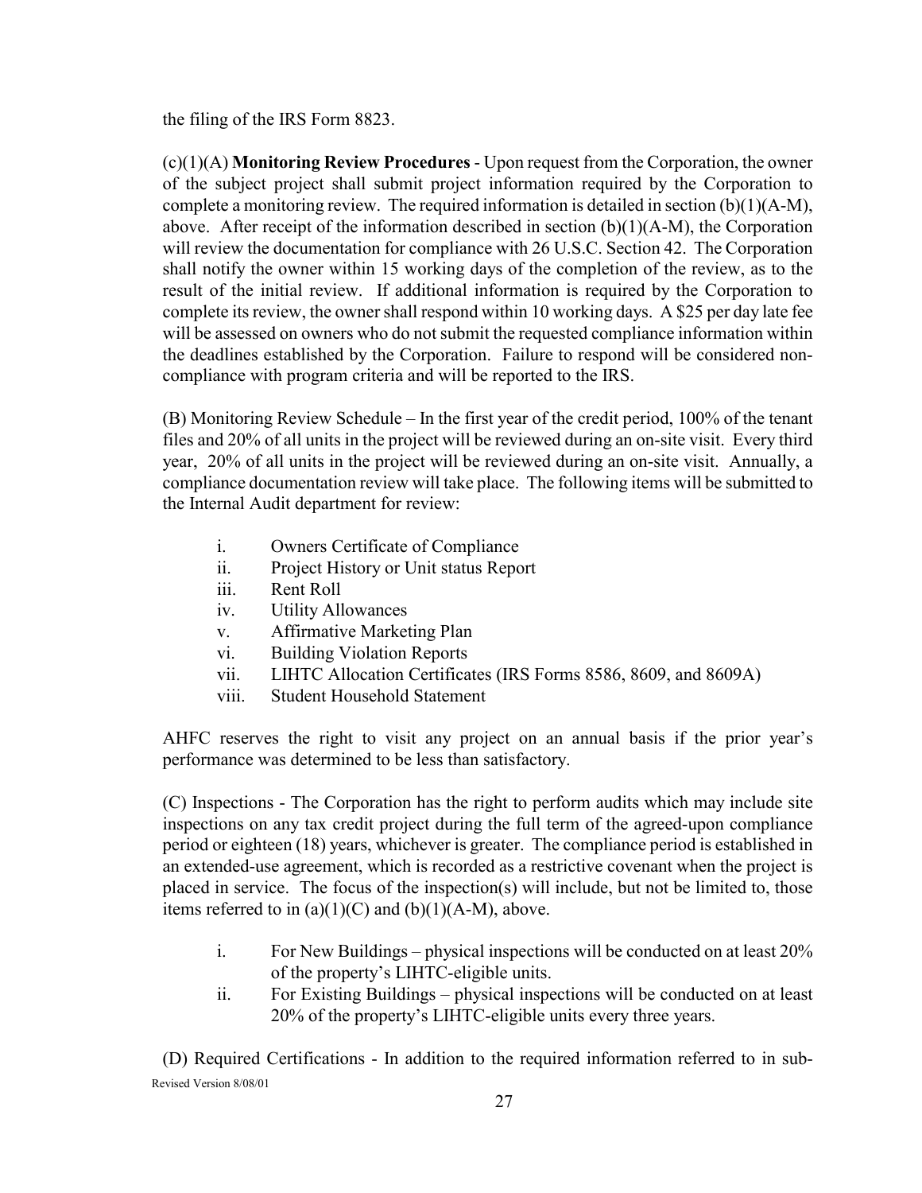the filing of the IRS Form 8823.

(c)(1)(A) **Monitoring Review Procedures** - Upon request from the Corporation, the owner of the subject project shall submit project information required by the Corporation to complete a monitoring review. The required information is detailed in section (b)(1)(A-M), above. After receipt of the information described in section (b)(1)(A-M), the Corporation will review the documentation for compliance with 26 U.S.C. Section 42. The Corporation shall notify the owner within 15 working days of the completion of the review, as to the result of the initial review. If additional information is required by the Corporation to complete its review, the owner shall respond within 10 working days. A $25 per day late fee will be assessed on owners who do not submit the requested compliance information within the deadlines established by the Corporation. Failure to respond will be considered non-compliance with program criteria and will be reported to the IRS.

(B) Monitoring Review Schedule – In the first year of the credit period, 100% of the tenant files and 20% of all units in the project will be reviewed during an on-site visit. Every third year, 20% of all units in the project will be reviewed during an on-site visit. Annually, a compliance documentation review will take place. The following items will be submitted to the Internal Audit department for review:

i. Owners Certificate of Compliance
ii. Project History or Unit status Report
iii. Rent Roll
iv. Utility Allowances
v. Affirmative Marketing Plan
vi. Building Violation Reports
vii. LIHTC Allocation Certificates (IRS Forms 8586, 8609, and 8609A)
viii. Student Household Statement

AHFC reserves the right to visit any project on an annual basis if the prior year's performance was determined to be less than satisfactory.

(C) Inspections - The Corporation has the right to perform audits which may include site inspections on any tax credit project during the full term of the agreed-upon compliance period or eighteen (18) years, whichever is greater. The compliance period is established in an extended-use agreement, which is recorded as a restrictive covenant when the project is placed in service. The focus of the inspection(s) will include, but not be limited to, those items referred to in (a)(1)(C) and (b)(1)(A-M), above.

i. For New Buildings – physical inspections will be conducted on at least 20% of the property's LIHTC-eligible units.
ii. For Existing Buildings – physical inspections will be conducted on at least 20% of the property's LIHTC-eligible units every three years.

(D) Required Certifications - In addition to the required information referred to in sub-

Revised Version 8/08/01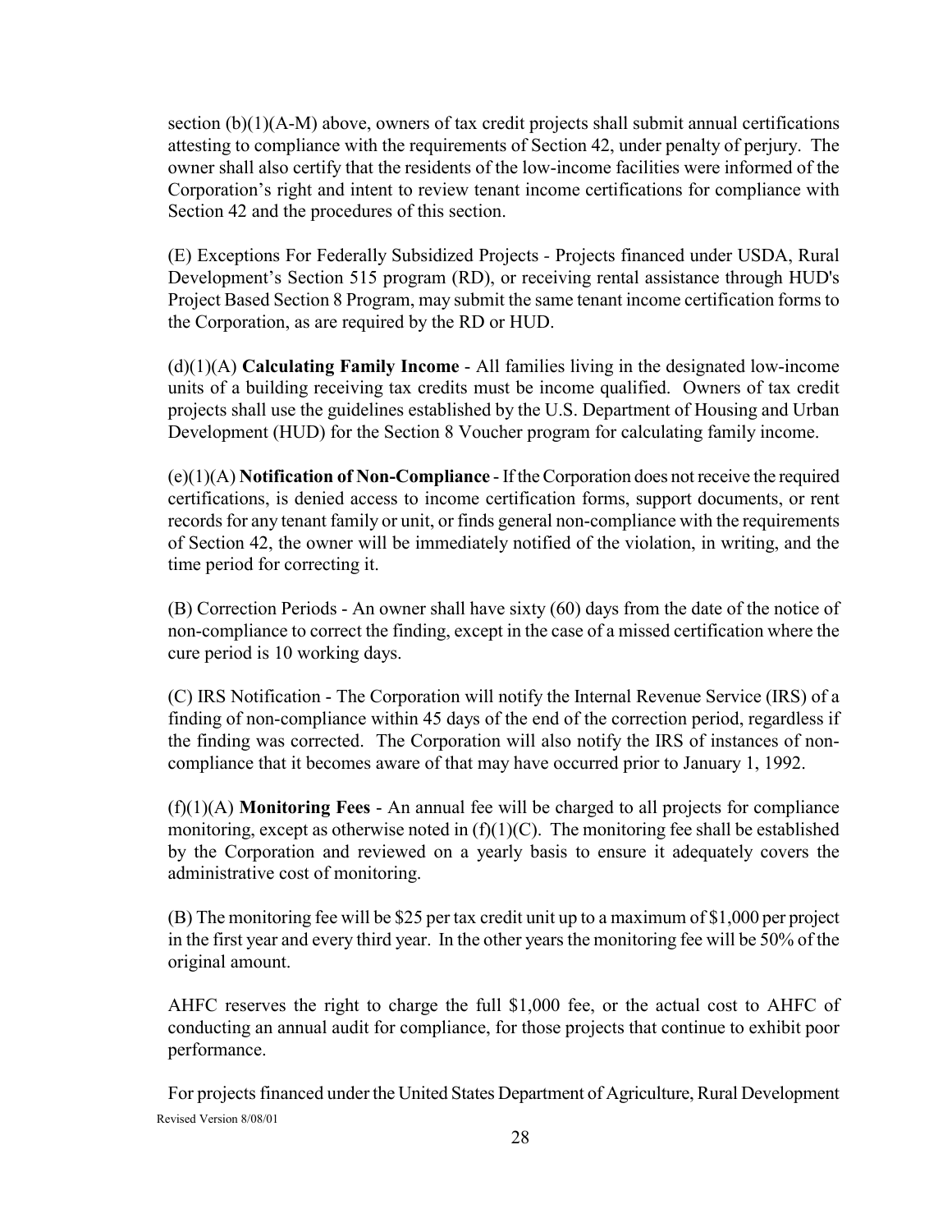section (b)(1)(A-M) above, owners of tax credit projects shall submit annual certifications attesting to compliance with the requirements of Section 42, under penalty of perjury. The owner shall also certify that the residents of the low-income facilities were informed of the Corporation's right and intent to review tenant income certifications for compliance with Section 42 and the procedures of this section.

(E) Exceptions For Federally Subsidized Projects - Projects financed under USDA, Rural Development's Section 515 program (RD), or receiving rental assistance through HUD's Project Based Section 8 Program, may submit the same tenant income certification forms to the Corporation, as are required by the RD or HUD.

(d)(1)(A) **Calculating Family Income** - All families living in the designated low-income units of a building receiving tax credits must be income qualified. Owners of tax credit projects shall use the guidelines established by the U.S. Department of Housing and Urban Development (HUD) for the Section 8 Voucher program for calculating family income.

(e)(1)(A) **Notification of Non-Compliance** - If the Corporation does not receive the required certifications, is denied access to income certification forms, support documents, or rent records for any tenant family or unit, or finds general non-compliance with the requirements of Section 42, the owner will be immediately notified of the violation, in writing, and the time period for correcting it.

(B) Correction Periods - An owner shall have sixty (60) days from the date of the notice of non-compliance to correct the finding, except in the case of a missed certification where the cure period is 10 working days.

(C) IRS Notification - The Corporation will notify the Internal Revenue Service (IRS) of a finding of non-compliance within 45 days of the end of the correction period, regardless if the finding was corrected. The Corporation will also notify the IRS of instances of non-compliance that it becomes aware of that may have occurred prior to January 1, 1992.

(f)(1)(A) **Monitoring Fees** - An annual fee will be charged to all projects for compliance monitoring, except as otherwise noted in (f)(1)(C). The monitoring fee shall be established by the Corporation and reviewed on a yearly basis to ensure it adequately covers the administrative cost of monitoring.

(B) The monitoring fee will be $25 per tax credit unit up to a maximum of $1,000 per project in the first year and every third year. In the other years the monitoring fee will be 50% of the original amount.

AHFC reserves the right to charge the full $1,000 fee, or the actual cost to AHFC of conducting an annual audit for compliance, for those projects that continue to exhibit poor performance.

For projects financed under the United States Department of Agriculture, Rural Development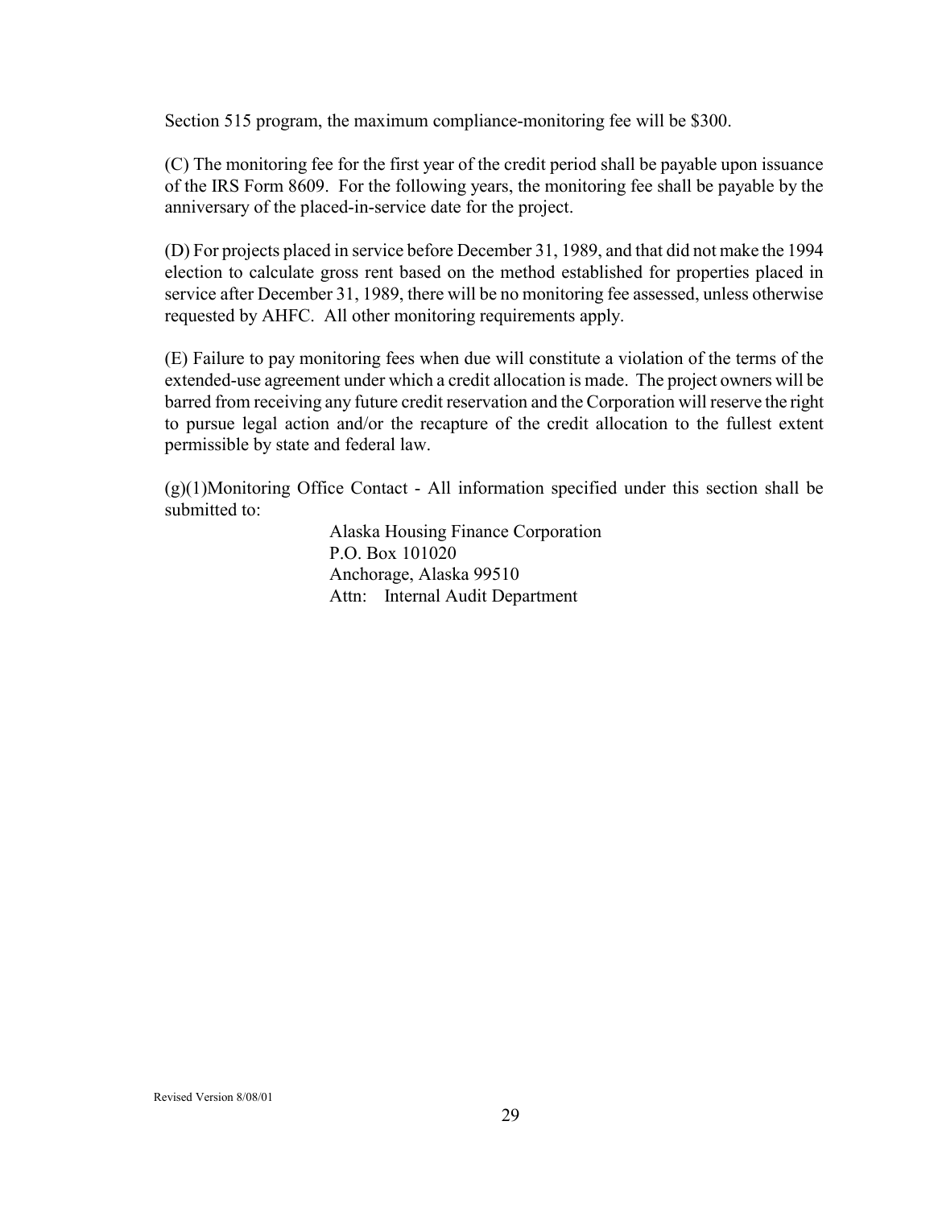Section 515 program, the maximum compliance-monitoring fee will be $300.

(C) The monitoring fee for the first year of the credit period shall be payable upon issuance of the IRS Form 8609. For the following years, the monitoring fee shall be payable by the anniversary of the placed-in-service date for the project.

(D) For projects placed in service before December 31, 1989, and that did not make the 1994 election to calculate gross rent based on the method established for properties placed in service after December 31, 1989, there will be no monitoring fee assessed, unless otherwise requested by AHFC. All other monitoring requirements apply.

(E) Failure to pay monitoring fees when due will constitute a violation of the terms of the extended-use agreement under which a credit allocation is made. The project owners will be barred from receiving any future credit reservation and the Corporation will reserve the right to pursue legal action and/or the recapture of the credit allocation to the fullest extent permissible by state and federal law.

(g)(1)Monitoring Office Contact - All information specified under this section shall be submitted to:

Alaska Housing Finance Corporation
P.O. Box 101020
Anchorage, Alaska 99510
Attn: Internal Audit Department

Revised Version 8/08/01